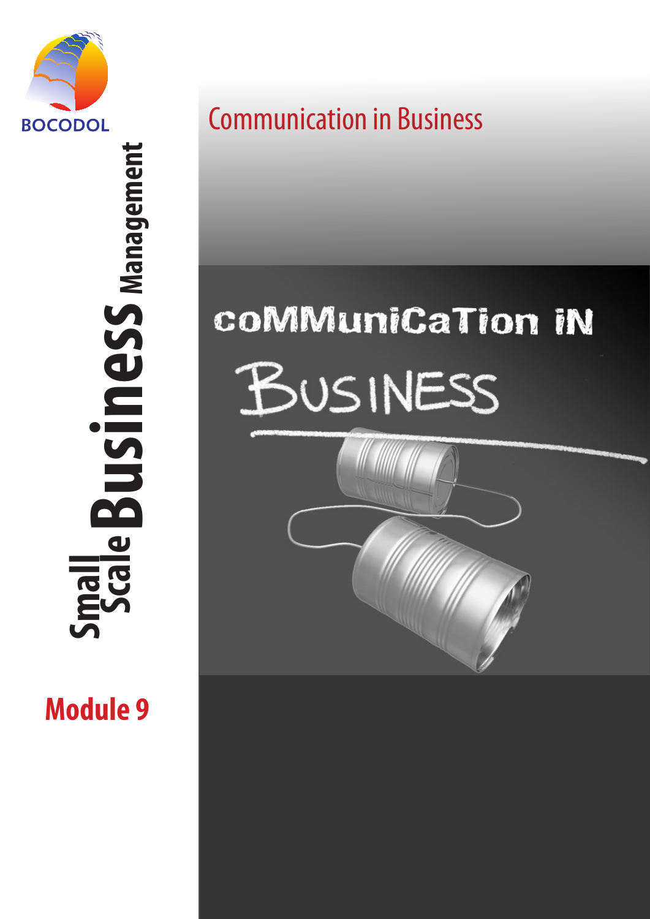BOCODOL

# Small Scale Business Management

## Module 9

# Communication in Business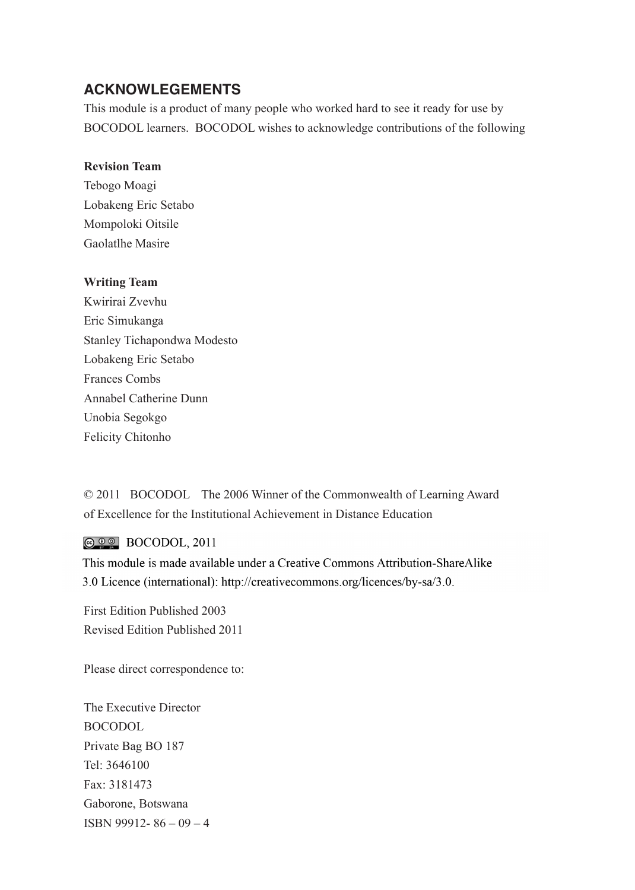## ACKNOWLEGEMENTS

This module is a product of many people who worked hard to see it ready for use by BOCODOL learners. BOCODOL wishes to acknowledge contributions of the following

**Revision Team**

Tebogo Moagi
Lobakeng Eric Setabo
Mompoloki Oitsile
Gaolatlhe Masire

**Writing Team**

Kwirirai Zvevhu
Eric Simukanga
Stanley Tichapondwa Modesto
Lobakeng Eric Setabo
Frances Combs
Annabel Catherine Dunn
Unobia Segokgo
Felicity Chitonho

© 2011 BOCODOL The 2006 Winner of the Commonwealth of Learning Award of Excellence for the Institutional Achievement in Distance Education

BOCODOL, 2011
This module is made available under a Creative Commons Attribution-ShareAlike 3.0 Licence (international): http://creativecommons.org/licences/by-sa/3.0.

First Edition Published 2003
Revised Edition Published 2011

Please direct correspondence to:

The Executive Director
BOCODOL
Private Bag BO 187
Tel: 3646100
Fax: 3181473
Gaborone, Botswana
ISBN 99912- 86 – 09 – 4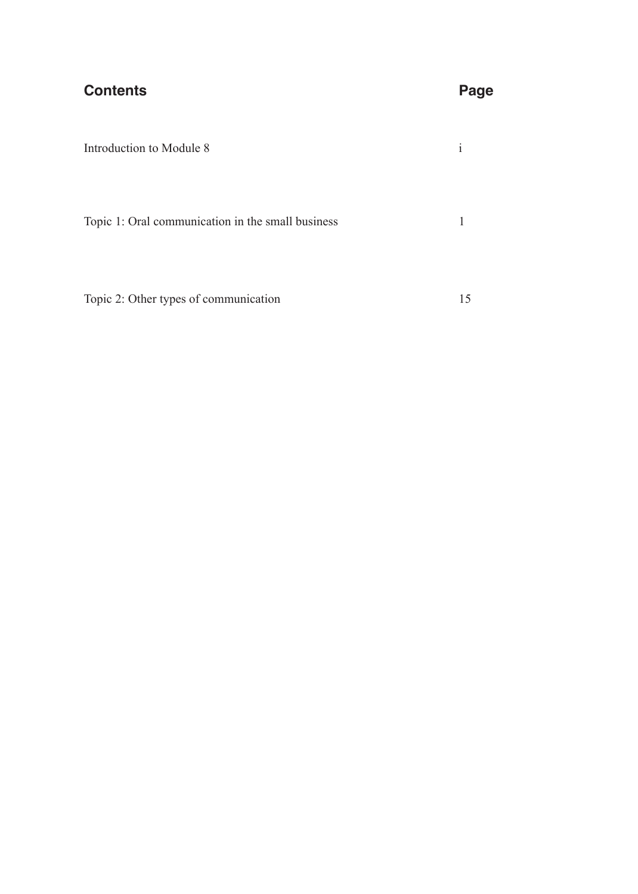| **Contents** | **Page** |
| --- | --- |
| Introduction to Module 8 | i |
| Topic 1: Oral communication in the small business | 1 |
| Topic 2: Other types of communication | 15 |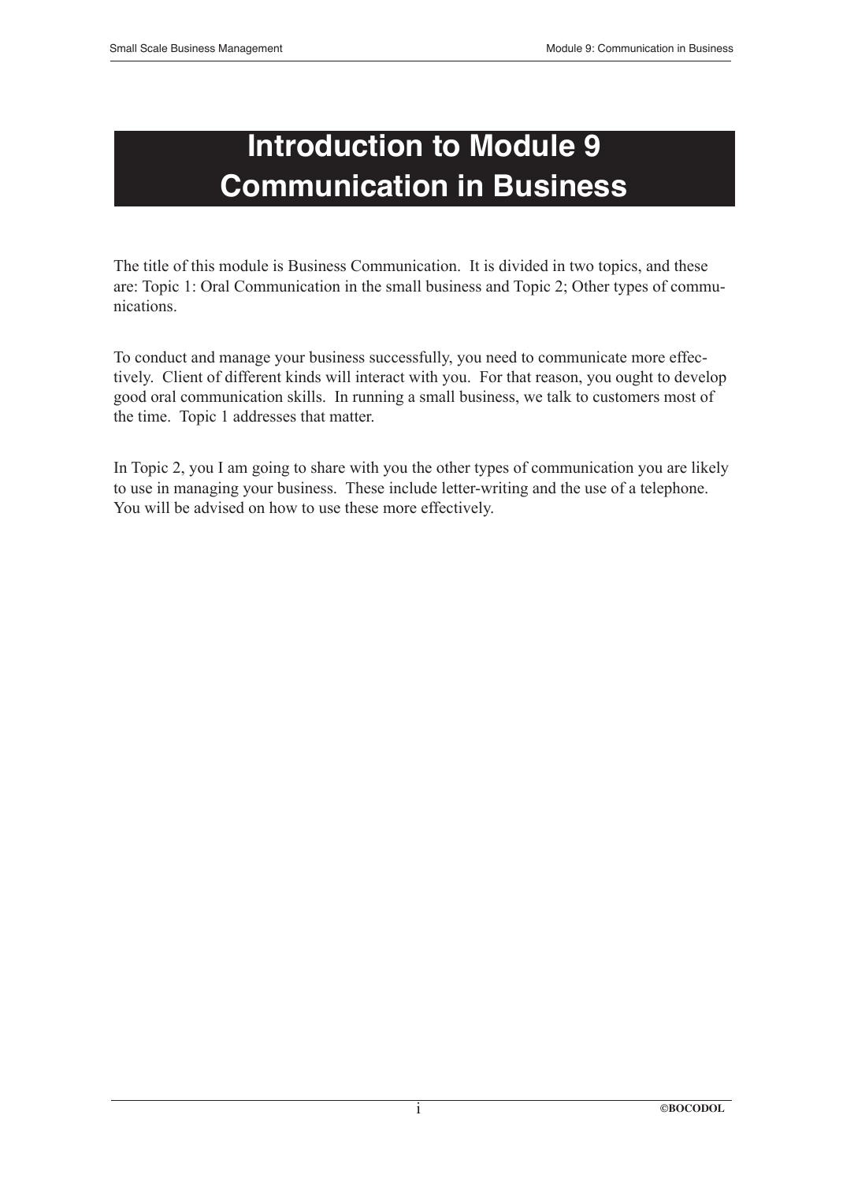# Introduction to Module 9 Communication in Business

The title of this module is Business Communication. It is divided in two topics, and these are: Topic 1: Oral Communication in the small business and Topic 2; Other types of communications.

To conduct and manage your business successfully, you need to communicate more effectively. Client of different kinds will interact with you. For that reason, you ought to develop good oral communication skills. In running a small business, we talk to customers most of the time. Topic 1 addresses that matter.

In Topic 2, you I am going to share with you the other types of communication you are likely to use in managing your business. These include letter-writing and the use of a telephone. You will be advised on how to use these more effectively.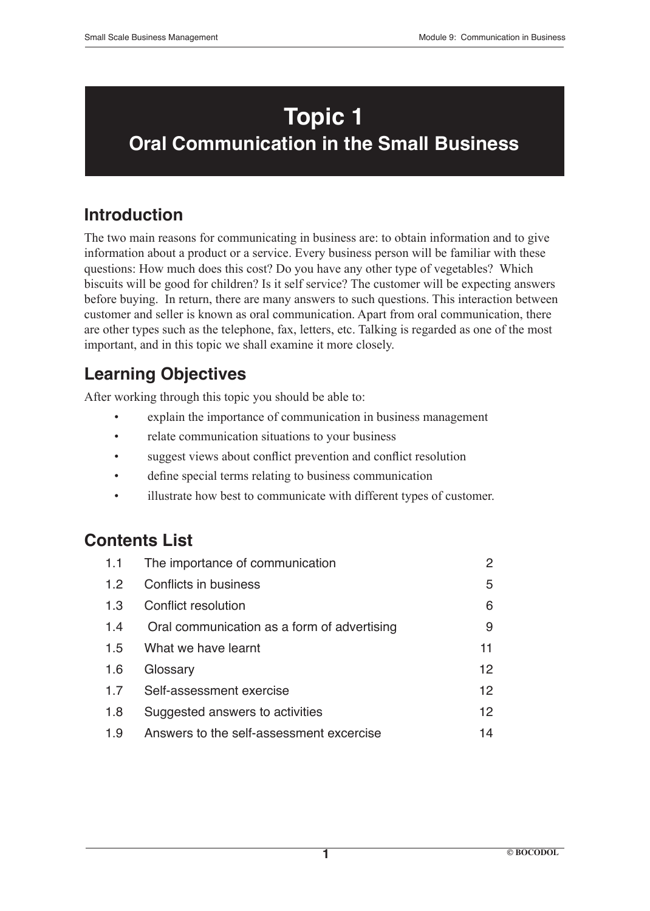# Topic 1
## Oral Communication in the Small Business

## Introduction

The two main reasons for communicating in business are: to obtain information and to give information about a product or a service. Every business person will be familiar with these questions: How much does this cost? Do you have any other type of vegetables? Which biscuits will be good for children? Is it self service? The customer will be expecting answers before buying. In return, there are many answers to such questions. This interaction between customer and seller is known as oral communication. Apart from oral communication, there are other types such as the telephone, fax, letters, etc. Talking is regarded as one of the most important, and in this topic we shall examine it more closely.

## Learning Objectives

After working through this topic you should be able to:

- explain the importance of communication in business management
- relate communication situations to your business
- suggest views about conflict prevention and conflict resolution
- define special terms relating to business communication
- illustrate how best to communicate with different types of customer.

## Contents List

| | | |
|---|---|---|
| 1.1 | The importance of communication | 2 |
| 1.2 | Conflicts in business | 5 |
| 1.3 | Conflict resolution | 6 |
| 1.4 | Oral communication as a form of advertising | 9 |
| 1.5 | What we have learnt | 11 |
| 1.6 | Glossary | 12 |
| 1.7 | Self-assessment exercise | 12 |
| 1.8 | Suggested answers to activities | 12 |
| 1.9 | Answers to the self-assessment excercise | 14 |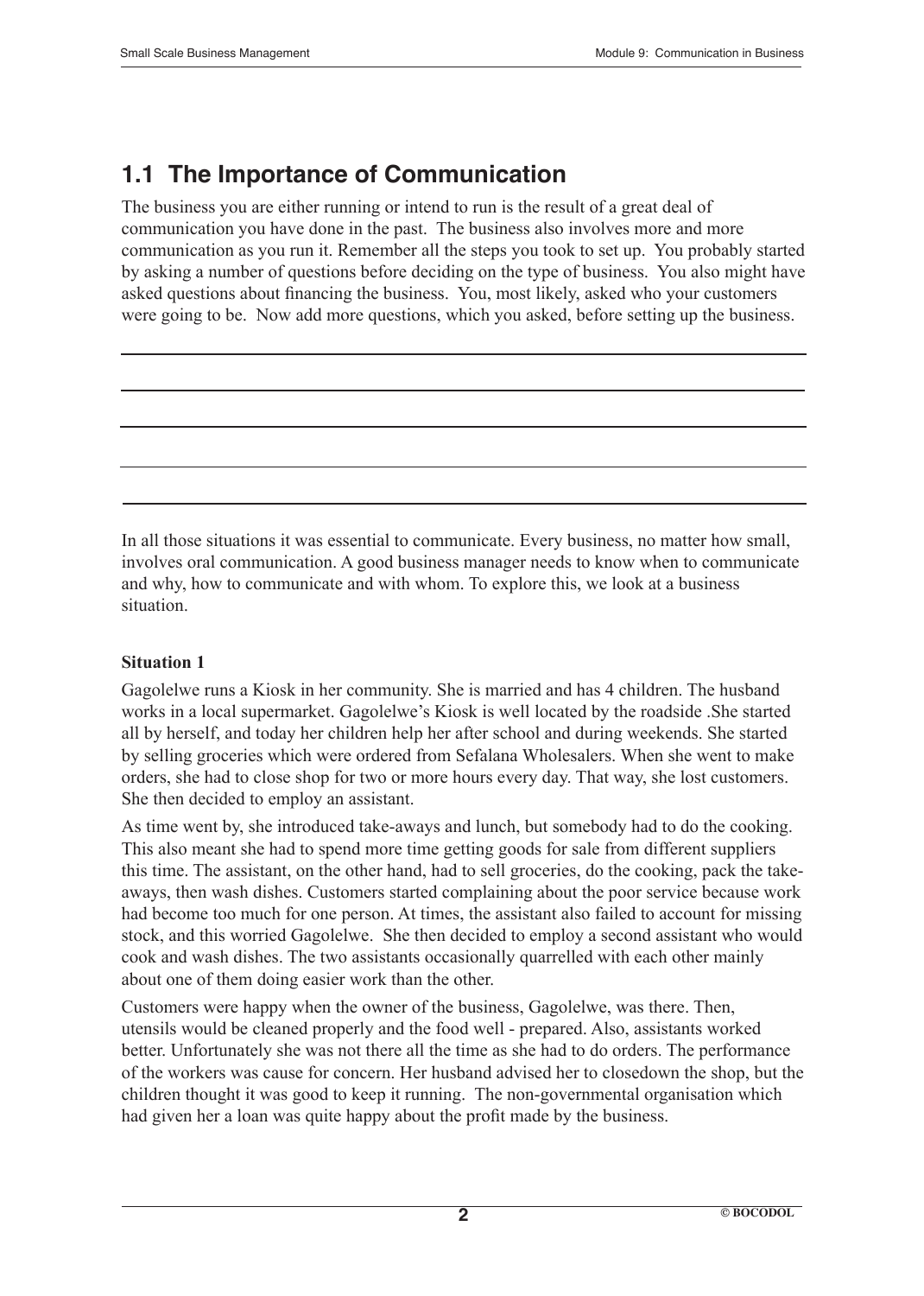## 1.1 The Importance of Communication

The business you are either running or intend to run is the result of a great deal of communication you have done in the past. The business also involves more and more communication as you run it. Remember all the steps you took to set up. You probably started by asking a number of questions before deciding on the type of business. You also might have asked questions about financing the business. You, most likely, asked who your customers were going to be. Now add more questions, which you asked, before setting up the business.

\_\_\_\_\_\_\_\_\_\_\_\_\_\_\_\_\_\_\_\_\_\_\_\_\_\_\_\_\_\_\_\_\_\_\_\_\_\_\_\_\_\_\_\_\_\_\_\_\_\_\_\_\_\_\_\_\_\_\_\_\_\_\_\_\_\_\_\_\_\_

\_\_\_\_\_\_\_\_\_\_\_\_\_\_\_\_\_\_\_\_\_\_\_\_\_\_\_\_\_\_\_\_\_\_\_\_\_\_\_\_\_\_\_\_\_\_\_\_\_\_\_\_\_\_\_\_\_\_\_\_\_\_\_\_\_\_\_\_\_\_

\_\_\_\_\_\_\_\_\_\_\_\_\_\_\_\_\_\_\_\_\_\_\_\_\_\_\_\_\_\_\_\_\_\_\_\_\_\_\_\_\_\_\_\_\_\_\_\_\_\_\_\_\_\_\_\_\_\_\_\_\_\_\_\_\_\_\_\_\_\_

\_\_\_\_\_\_\_\_\_\_\_\_\_\_\_\_\_\_\_\_\_\_\_\_\_\_\_\_\_\_\_\_\_\_\_\_\_\_\_\_\_\_\_\_\_\_\_\_\_\_\_\_\_\_\_\_\_\_\_\_\_\_\_\_\_\_\_\_\_\_

\_\_\_\_\_\_\_\_\_\_\_\_\_\_\_\_\_\_\_\_\_\_\_\_\_\_\_\_\_\_\_\_\_\_\_\_\_\_\_\_\_\_\_\_\_\_\_\_\_\_\_\_\_\_\_\_\_\_\_\_\_\_\_\_\_\_\_\_\_\_

In all those situations it was essential to communicate. Every business, no matter how small, involves oral communication. A good business manager needs to know when to communicate and why, how to communicate and with whom. To explore this, we look at a business situation.

**Situation 1**

Gagolelwe runs a Kiosk in her community. She is married and has 4 children. The husband works in a local supermarket. Gagolelwe's Kiosk is well located by the roadside .She started all by herself, and today her children help her after school and during weekends. She started by selling groceries which were ordered from Sefalana Wholesalers. When she went to make orders, she had to close shop for two or more hours every day. That way, she lost customers. She then decided to employ an assistant.

As time went by, she introduced take-aways and lunch, but somebody had to do the cooking. This also meant she had to spend more time getting goods for sale from different suppliers this time. The assistant, on the other hand, had to sell groceries, do the cooking, pack the take-aways, then wash dishes. Customers started complaining about the poor service because work had become too much for one person. At times, the assistant also failed to account for missing stock, and this worried Gagolelwe. She then decided to employ a second assistant who would cook and wash dishes. The two assistants occasionally quarrelled with each other mainly about one of them doing easier work than the other.

Customers were happy when the owner of the business, Gagolelwe, was there. Then, utensils would be cleaned properly and the food well - prepared. Also, assistants worked better. Unfortunately she was not there all the time as she had to do orders. The performance of the workers was cause for concern. Her husband advised her to closedown the shop, but the children thought it was good to keep it running. The non-governmental organisation which had given her a loan was quite happy about the profit made by the business.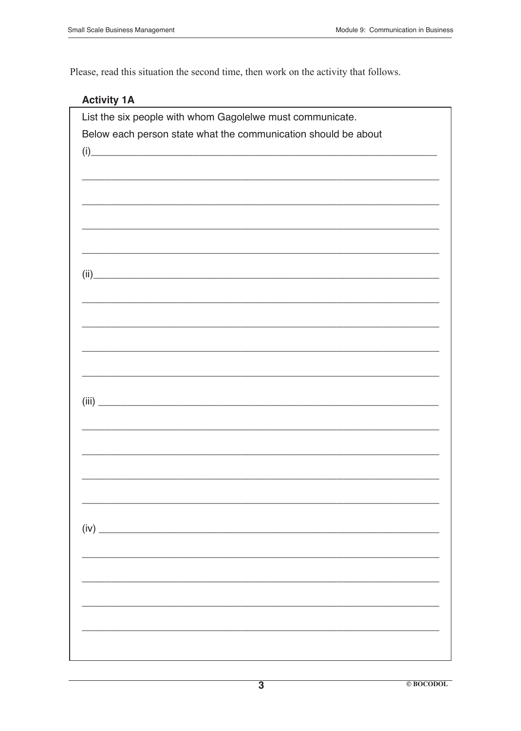Please, read this situation the second time, then work on the activity that follows.

**Activity 1A**

List the six people with whom Gagolelwe must communicate.

Below each person state what the communication should be about

(i)______________________________________________________________

______________________________________________________________

______________________________________________________________

______________________________________________________________

______________________________________________________________

(ii)______________________________________________________________

______________________________________________________________

______________________________________________________________

______________________________________________________________

______________________________________________________________

(iii) ______________________________________________________________

______________________________________________________________

______________________________________________________________

______________________________________________________________

______________________________________________________________

(iv) ______________________________________________________________

______________________________________________________________

______________________________________________________________

______________________________________________________________

______________________________________________________________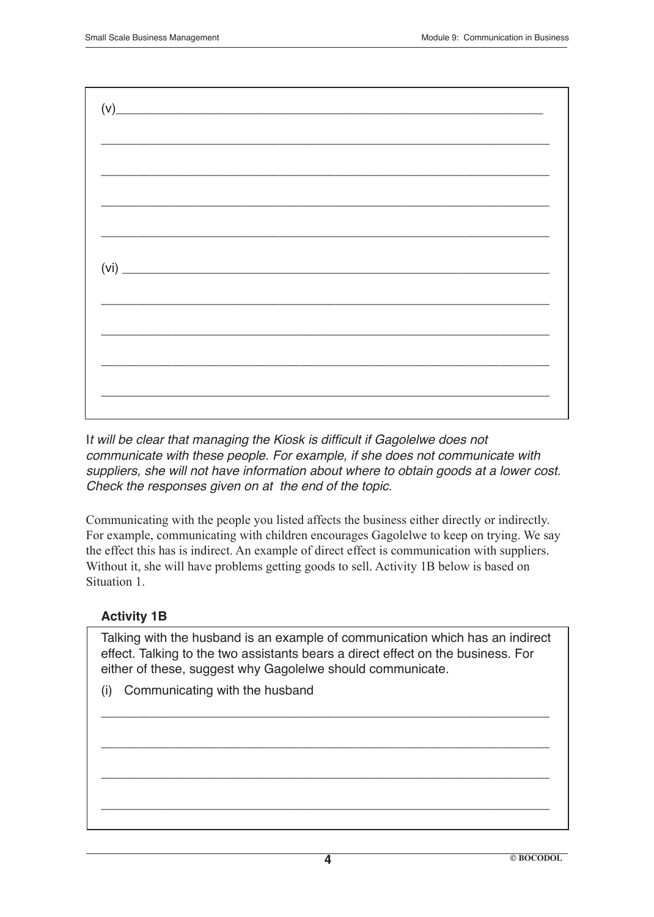(v)______________________________________________________________

________________________________________________________________

________________________________________________________________

________________________________________________________________

________________________________________________________________

(vi) ______________________________________________________________

________________________________________________________________

________________________________________________________________

________________________________________________________________

________________________________________________________________

*It will be clear that managing the Kiosk is difficult if Gagolelwe does not communicate with these people. For example, if she does not communicate with suppliers, she will not have information about where to obtain goods at a lower cost. Check the responses given on at the end of the topic.*

Communicating with the people you listed affects the business either directly or indirectly. For example, communicating with children encourages Gagolelwe to keep on trying. We say the effect this has is indirect. An example of direct effect is communication with suppliers. Without it, she will have problems getting goods to sell. Activity 1B below is based on Situation 1.

### Activity 1B

Talking with the husband is an example of communication which has an indirect effect. Talking to the two assistants bears a direct effect on the business. For either of these, suggest why Gagolelwe should communicate.

(i) Communicating with the husband

________________________________________________________________

________________________________________________________________

________________________________________________________________

________________________________________________________________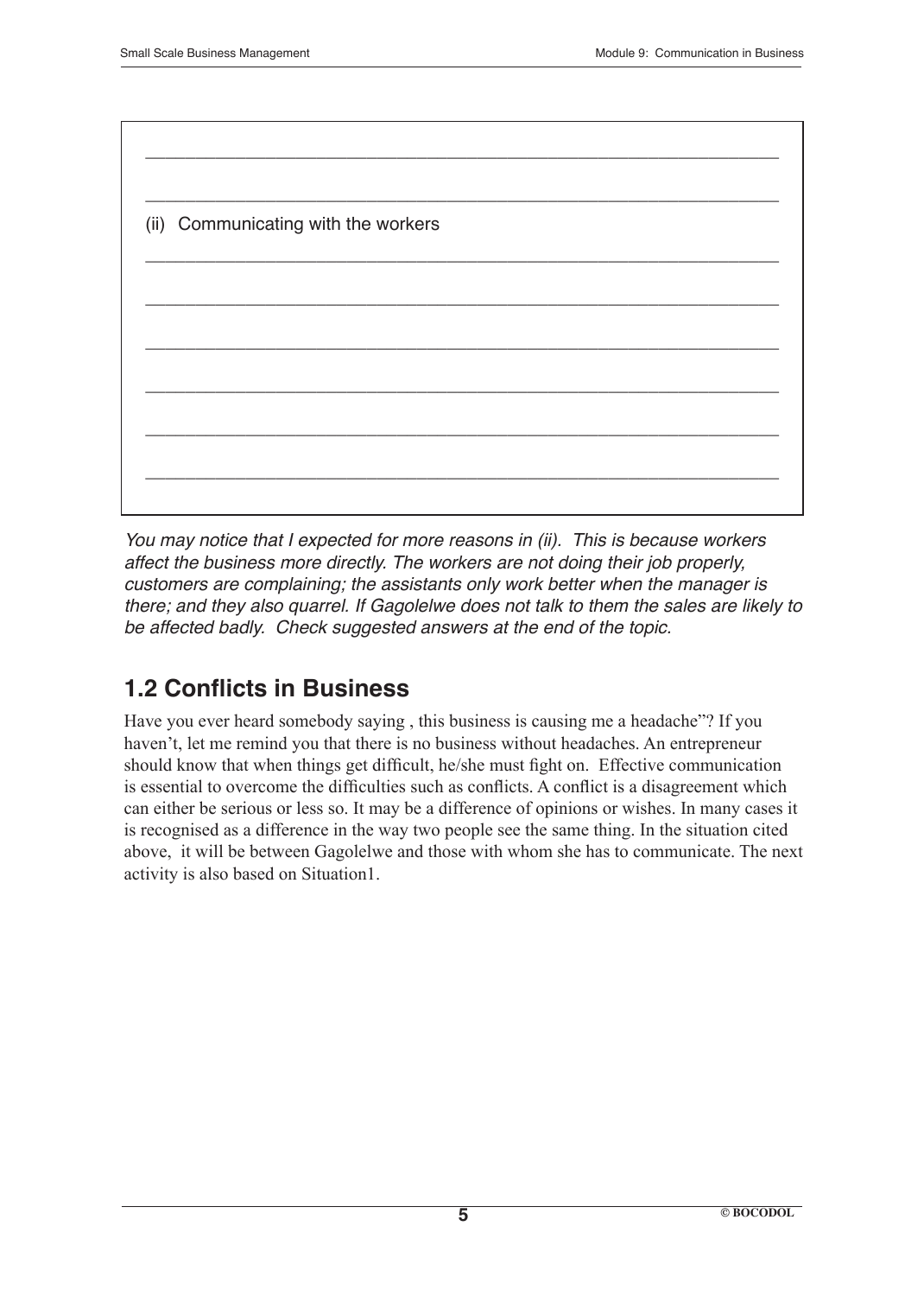______________________________________________________________________

______________________________________________________________________

(ii) Communicating with the workers

______________________________________________________________________

______________________________________________________________________

______________________________________________________________________

______________________________________________________________________

______________________________________________________________________

______________________________________________________________________

*You may notice that I expected for more reasons in (ii). This is because workers affect the business more directly. The workers are not doing their job properly, customers are complaining; the assistants only work better when the manager is there; and they also quarrel. If Gagolelwe does not talk to them the sales are likely to be affected badly. Check suggested answers at the end of the topic.*

## 1.2 Conflicts in Business

Have you ever heard somebody saying , this business is causing me a headache"? If you haven't, let me remind you that there is no business without headaches. An entrepreneur should know that when things get difficult, he/she must fight on. Effective communication is essential to overcome the difficulties such as conflicts. A conflict is a disagreement which can either be serious or less so. It may be a difference of opinions or wishes. In many cases it is recognised as a difference in the way two people see the same thing. In the situation cited above, it will be between Gagolelwe and those with whom she has to communicate. The next activity is also based on Situation1.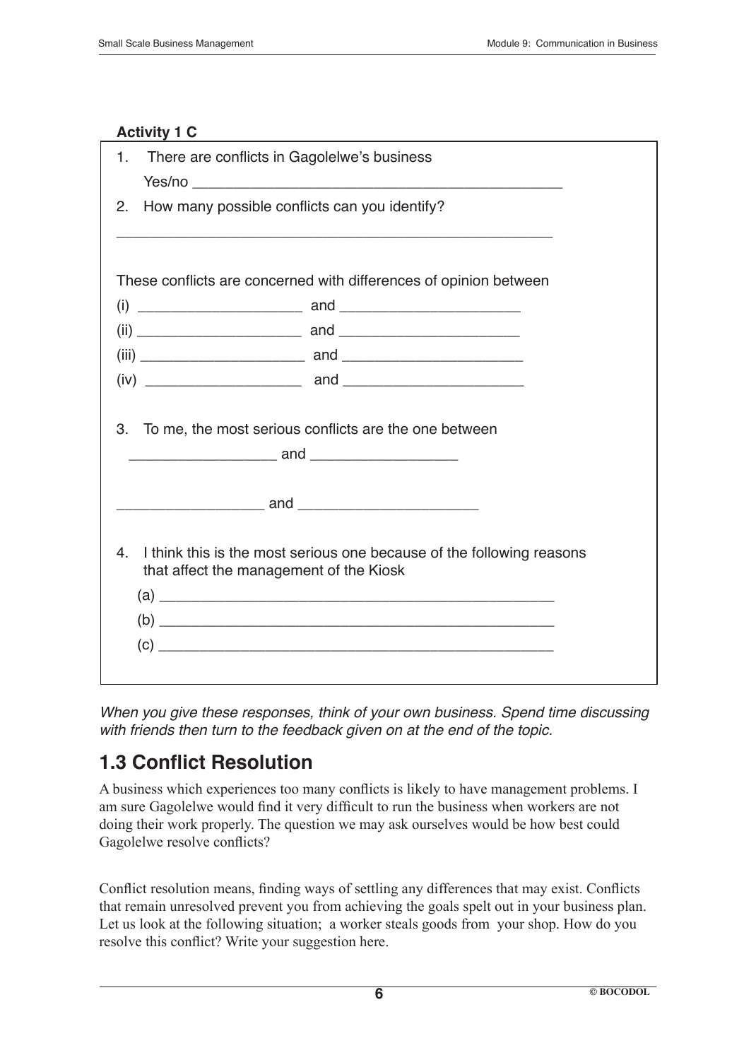**Activity 1 C**

1. There are conflicts in Gagolelwe's business

   Yes/no ______________________________________________

2. How many possible conflicts can you identify?

   ________________________________________________________

   These conflicts are concerned with differences of opinion between

   (i) ____________________ and ______________________

   (ii) ____________________ and ______________________

   (iii) ____________________ and ______________________

   (iv) ____________________ and ______________________

3. To me, the most serious conflicts are the one between

   __________________ and __________________

   __________________ and ______________________

4. I think this is the most serious one because of the following reasons that affect the management of the Kiosk

   (a) ________________________________________________

   (b) ________________________________________________

   (c) ________________________________________________

*When you give these responses, think of your own business. Spend time discussing with friends then turn to the feedback given on at the end of the topic.*

## 1.3 Conflict Resolution

A business which experiences too many conflicts is likely to have management problems. I am sure Gagolelwe would find it very difficult to run the business when workers are not doing their work properly. The question we may ask ourselves would be how best could Gagolelwe resolve conflicts?

Conflict resolution means, finding ways of settling any differences that may exist. Conflicts that remain unresolved prevent you from achieving the goals spelt out in your business plan. Let us look at the following situation; a worker steals goods from your shop. How do you resolve this conflict? Write your suggestion here.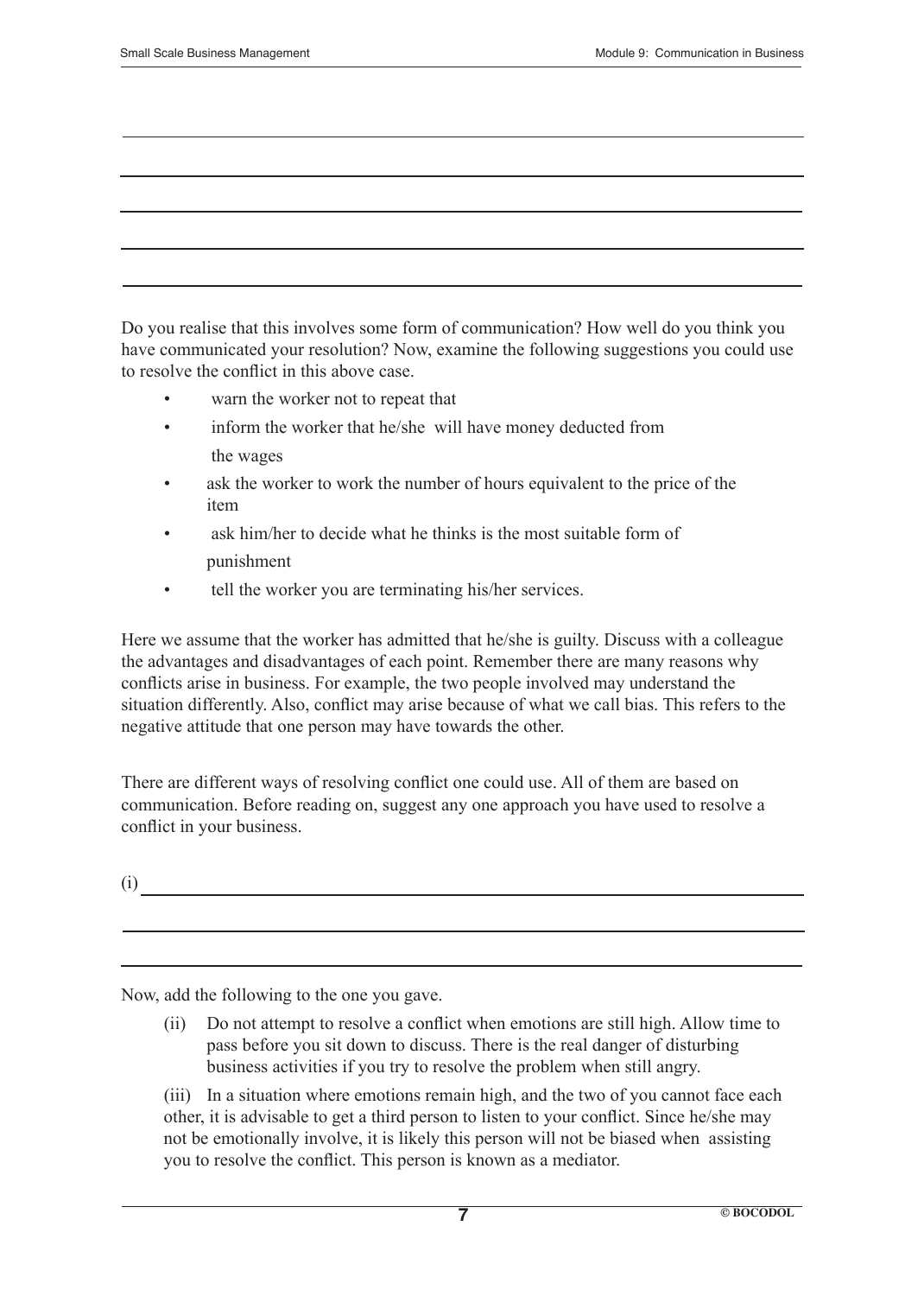Do you realise that this involves some form of communication? How well do you think you have communicated your resolution? Now, examine the following suggestions you could use to resolve the conflict in this above case.

- warn the worker not to repeat that
- inform the worker that he/she will have money deducted from the wages
- ask the worker to work the number of hours equivalent to the price of the item
- ask him/her to decide what he thinks is the most suitable form of punishment
- tell the worker you are terminating his/her services.

Here we assume that the worker has admitted that he/she is guilty. Discuss with a colleague the advantages and disadvantages of each point. Remember there are many reasons why conflicts arise in business. For example, the two people involved may understand the situation differently. Also, conflict may arise because of what we call bias. This refers to the negative attitude that one person may have towards the other.

There are different ways of resolving conflict one could use. All of them are based on communication. Before reading on, suggest any one approach you have used to resolve a conflict in your business.

(i) ______________________________________________

Now, add the following to the one you gave.

(ii) Do not attempt to resolve a conflict when emotions are still high. Allow time to pass before you sit down to discuss. There is the real danger of disturbing business activities if you try to resolve the problem when still angry.

(iii) In a situation where emotions remain high, and the two of you cannot face each other, it is advisable to get a third person to listen to your conflict. Since he/she may not be emotionally involve, it is likely this person will not be biased when assisting you to resolve the conflict. This person is known as a mediator.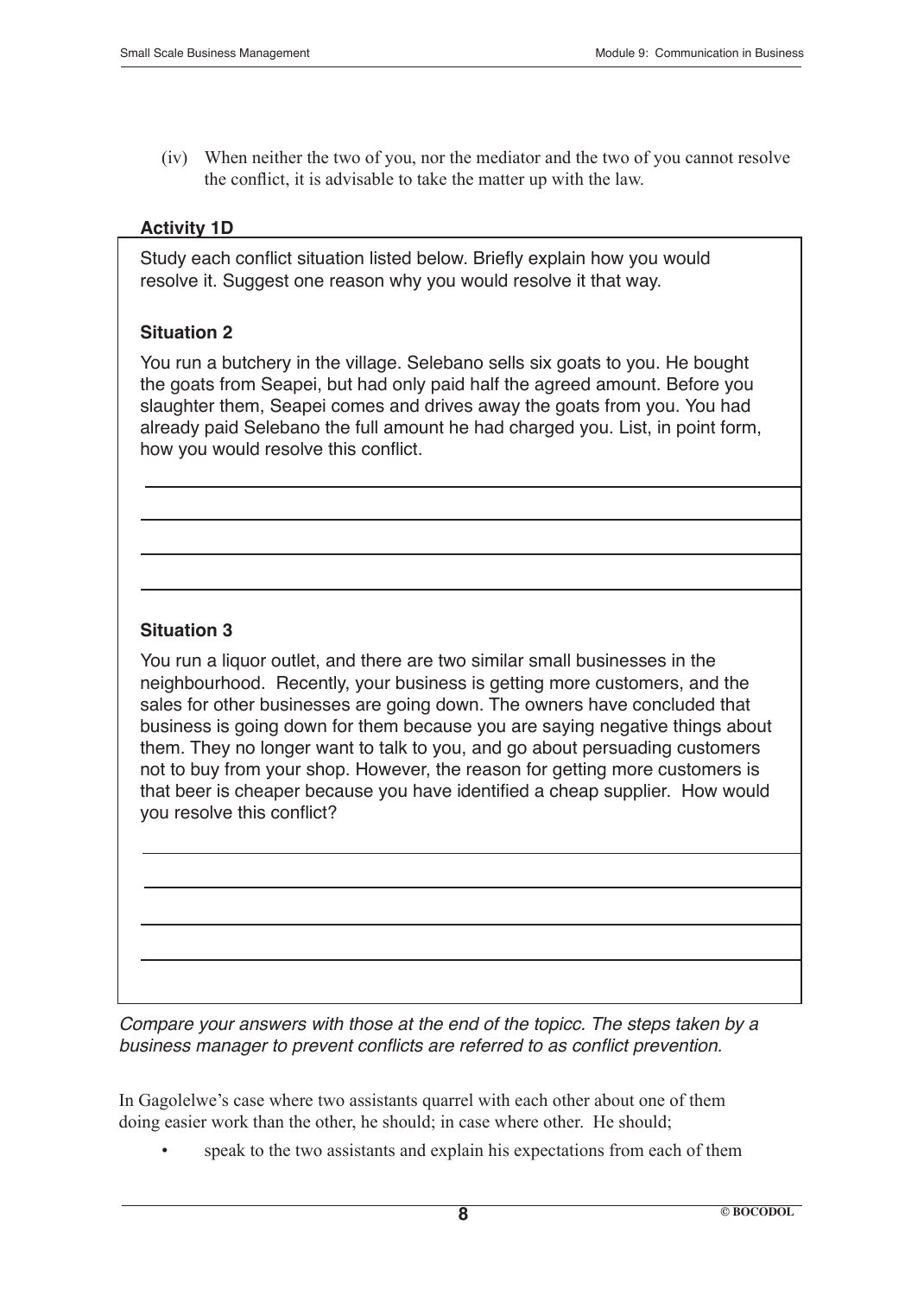(iv) When neither the two of you, nor the mediator and the two of you cannot resolve the conflict, it is advisable to take the matter up with the law.

**Activity 1D**

Study each conflict situation listed below. Briefly explain how you would resolve it. Suggest one reason why you would resolve it that way.

**Situation 2**

You run a butchery in the village. Selebano sells six goats to you. He bought the goats from Seapei, but had only paid half the agreed amount. Before you slaughter them, Seapei comes and drives away the goats from you. You had already paid Selebano the full amount he had charged you. List, in point form, how you would resolve this conflict.

**Situation 3**

You run a liquor outlet, and there are two similar small businesses in the neighbourhood. Recently, your business is getting more customers, and the sales for other businesses are going down. The owners have concluded that business is going down for them because you are saying negative things about them. They no longer want to talk to you, and go about persuading customers not to buy from your shop. However, the reason for getting more customers is that beer is cheaper because you have identified a cheap supplier. How would you resolve this conflict?

*Compare your answers with those at the end of the topicc. The steps taken by a business manager to prevent conflicts are referred to as conflict prevention.*

In Gagolelwe's case where two assistants quarrel with each other about one of them doing easier work than the other, he should; in case where other. He should;

- speak to the two assistants and explain his expectations from each of them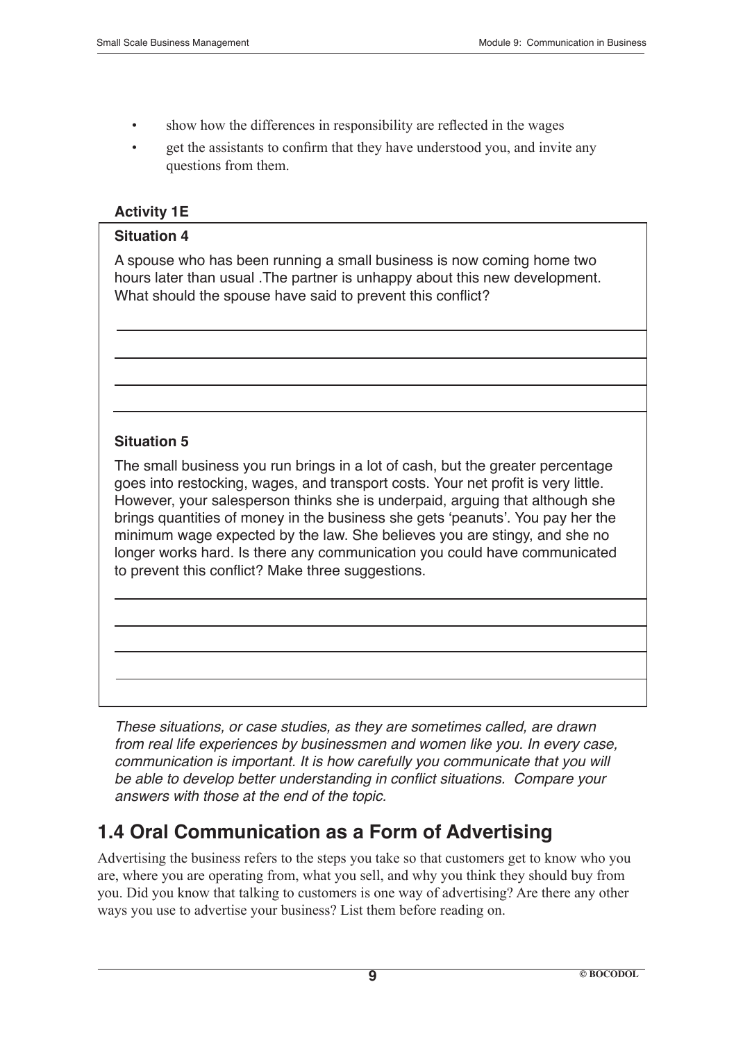- show how the differences in responsibility are reflected in the wages
- get the assistants to confirm that they have understood you, and invite any questions from them.

**Activity 1E**

**Situation 4**

A spouse who has been running a small business is now coming home two hours later than usual .The partner is unhappy about this new development. What should the spouse have said to prevent this conflict?

**Situation 5**

The small business you run brings in a lot of cash, but the greater percentage goes into restocking, wages, and transport costs. Your net profit is very little. However, your salesperson thinks she is underpaid, arguing that although she brings quantities of money in the business she gets 'peanuts'. You pay her the minimum wage expected by the law. She believes you are stingy, and she no longer works hard. Is there any communication you could have communicated to prevent this conflict? Make three suggestions.

*These situations, or case studies, as they are sometimes called, are drawn from real life experiences by businessmen and women like you. In every case, communication is important. It is how carefully you communicate that you will be able to develop better understanding in conflict situations. Compare your answers with those at the end of the topic.*

## 1.4 Oral Communication as a Form of Advertising

Advertising the business refers to the steps you take so that customers get to know who you are, where you are operating from, what you sell, and why you think they should buy from you. Did you know that talking to customers is one way of advertising? Are there any other ways you use to advertise your business? List them before reading on.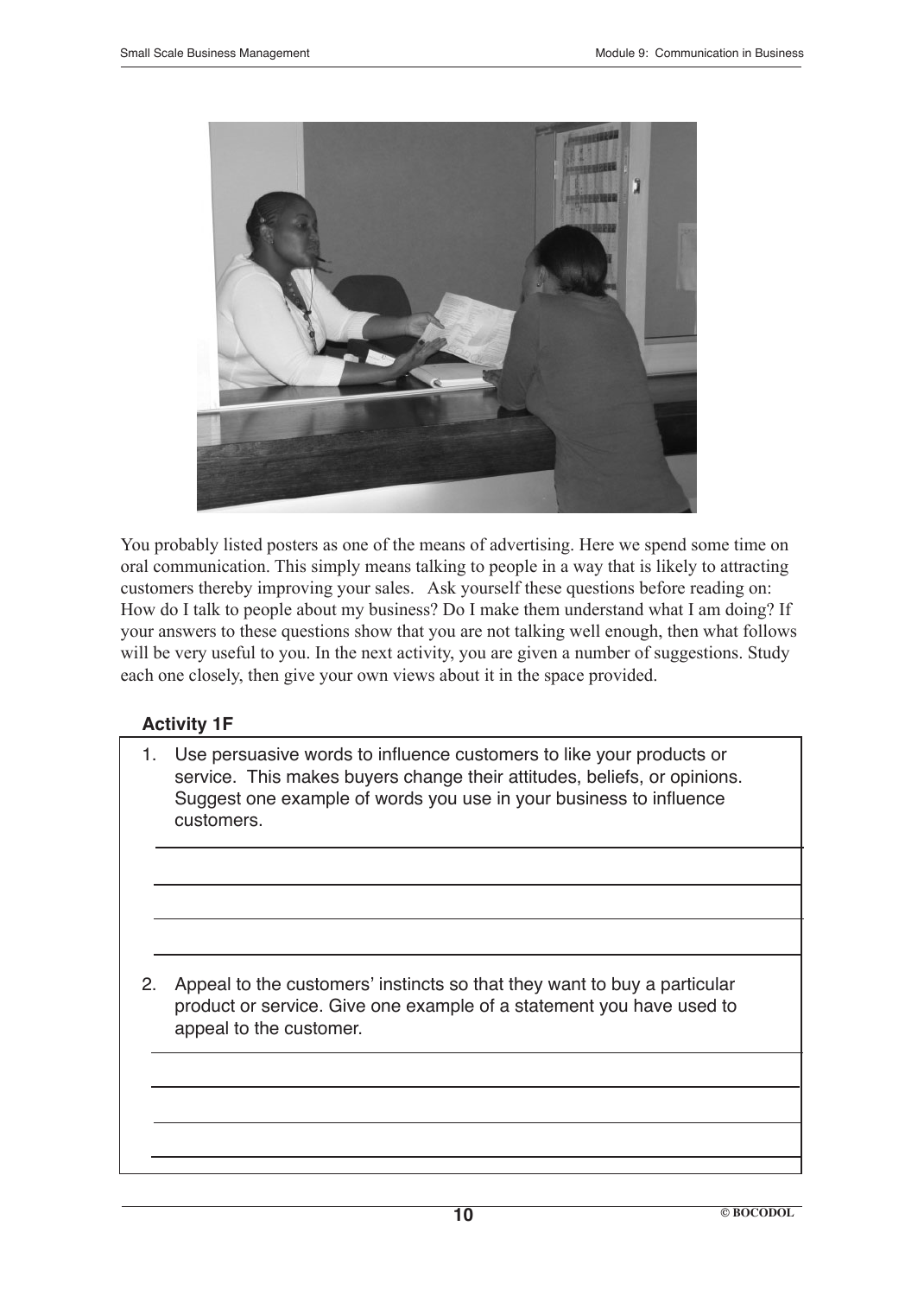You probably listed posters as one of the means of advertising. Here we spend some time on oral communication. This simply means talking to people in a way that is likely to attracting customers thereby improving your sales. Ask yourself these questions before reading on: How do I talk to people about my business? Do I make them understand what I am doing? If your answers to these questions show that you are not talking well enough, then what follows will be very useful to you. In the next activity, you are given a number of suggestions. Study each one closely, then give your own views about it in the space provided.

### Activity 1F

1. Use persuasive words to influence customers to like your products or service. This makes buyers change their attitudes, beliefs, or opinions. Suggest one example of words you use in your business to influence customers.

   ____________________________________________

   ____________________________________________

   ____________________________________________

   ____________________________________________

2. Appeal to the customers' instincts so that they want to buy a particular product or service. Give one example of a statement you have used to appeal to the customer.

   ____________________________________________

   ____________________________________________

   ____________________________________________

   ____________________________________________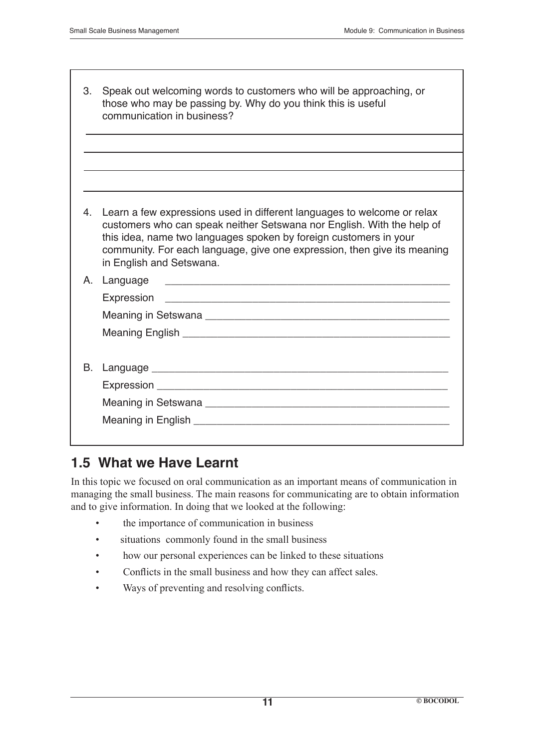3. Speak out welcoming words to customers who will be approaching, or those who may be passing by. Why do you think this is useful communication in business?

_______________________________________________

_______________________________________________

_______________________________________________

_______________________________________________

4. Learn a few expressions used in different languages to welcome or relax customers who can speak neither Setswana nor English. With the help of this idea, name two languages spoken by foreign customers in your community. For each language, give one expression, then give its meaning in English and Setswana.

A. Language _______________________________________________

Expression _______________________________________________

Meaning in Setswana _______________________________________

Meaning English ___________________________________________

B. Language _______________________________________________

Expression _______________________________________________

Meaning in Setswana _______________________________________

Meaning in English ________________________________________

## 1.5 What we Have Learnt

In this topic we focused on oral communication as an important means of communication in managing the small business. The main reasons for communicating are to obtain information and to give information. In doing that we looked at the following:

- the importance of communication in business
- situations commonly found in the small business
- how our personal experiences can be linked to these situations
- Conflicts in the small business and how they can affect sales.
- Ways of preventing and resolving conflicts.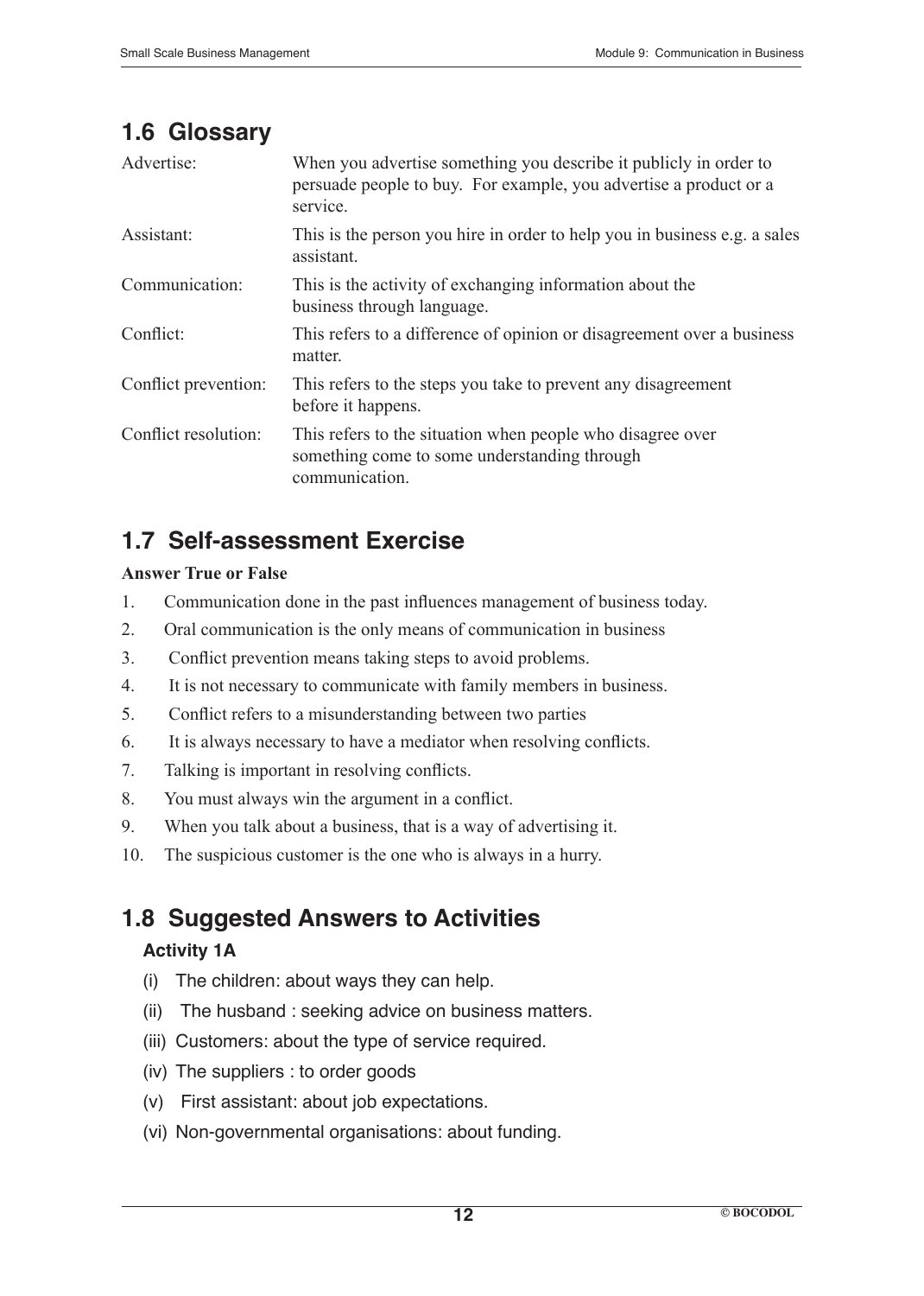## 1.6 Glossary

| | |
|---|---|
| Advertise: | When you advertise something you describe it publicly in order to persuade people to buy. For example, you advertise a product or a service. |
| Assistant: | This is the person you hire in order to help you in business e.g. a sales assistant. |
| Communication: | This is the activity of exchanging information about the business through language. |
| Conflict: | This refers to a difference of opinion or disagreement over a business matter. |
| Conflict prevention: | This refers to the steps you take to prevent any disagreement before it happens. |
| Conflict resolution: | This refers to the situation when people who disagree over something come to some understanding through communication. |

## 1.7 Self-assessment Exercise

**Answer True or False**

1. Communication done in the past influences management of business today.
2. Oral communication is the only means of communication in business
3. Conflict prevention means taking steps to avoid problems.
4. It is not necessary to communicate with family members in business.
5. Conflict refers to a misunderstanding between two parties
6. It is always necessary to have a mediator when resolving conflicts.
7. Talking is important in resolving conflicts.
8. You must always win the argument in a conflict.
9. When you talk about a business, that is a way of advertising it.
10. The suspicious customer is the one who is always in a hurry.

## 1.8 Suggested Answers to Activities

### Activity 1A

(i) The children: about ways they can help.

(ii) The husband : seeking advice on business matters.

(iii) Customers: about the type of service required.

(iv) The suppliers : to order goods

(v) First assistant: about job expectations.

(vi) Non-governmental organisations: about funding.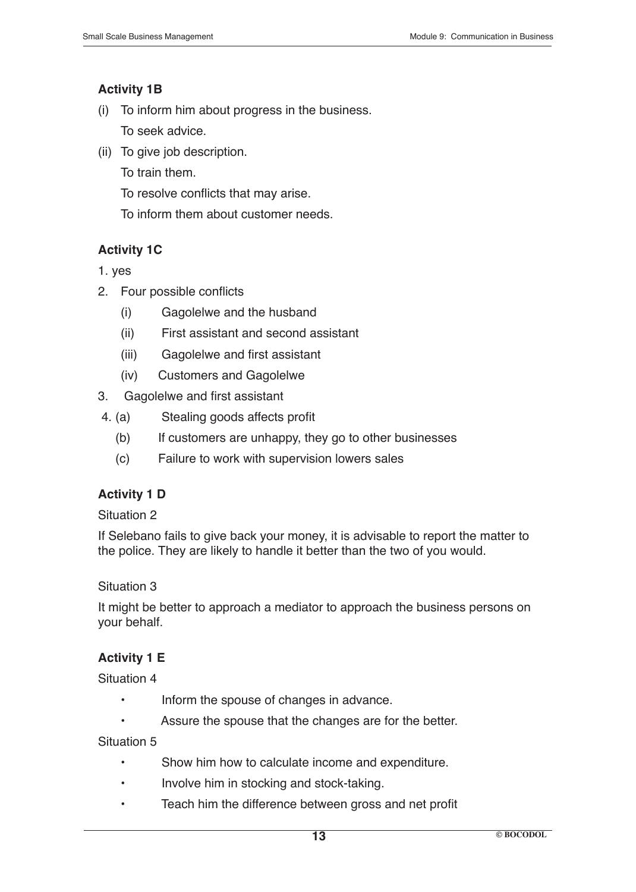### Activity 1B

(i) To inform him about progress in the business.
    To seek advice.

(ii) To give job description.
    To train them.
    To resolve conflicts that may arise.
    To inform them about customer needs.

### Activity 1C

1. yes
2. Four possible conflicts
   - (i) Gagolelwe and the husband
   - (ii) First assistant and second assistant
   - (iii) Gagolelwe and first assistant
   - (iv) Customers and Gagolelwe
3. Gagolelwe and first assistant
4. (a) Stealing goods affects profit
   (b) If customers are unhappy, they go to other businesses
   (c) Failure to work with supervision lowers sales

### Activity 1 D

Situation 2

If Selebano fails to give back your money, it is advisable to report the matter to the police. They are likely to handle it better than the two of you would.

Situation 3

It might be better to approach a mediator to approach the business persons on your behalf.

### Activity 1 E

Situation 4

- Inform the spouse of changes in advance.
- Assure the spouse that the changes are for the better.

Situation 5

- Show him how to calculate income and expenditure.
- Involve him in stocking and stock-taking.
- Teach him the difference between gross and net profit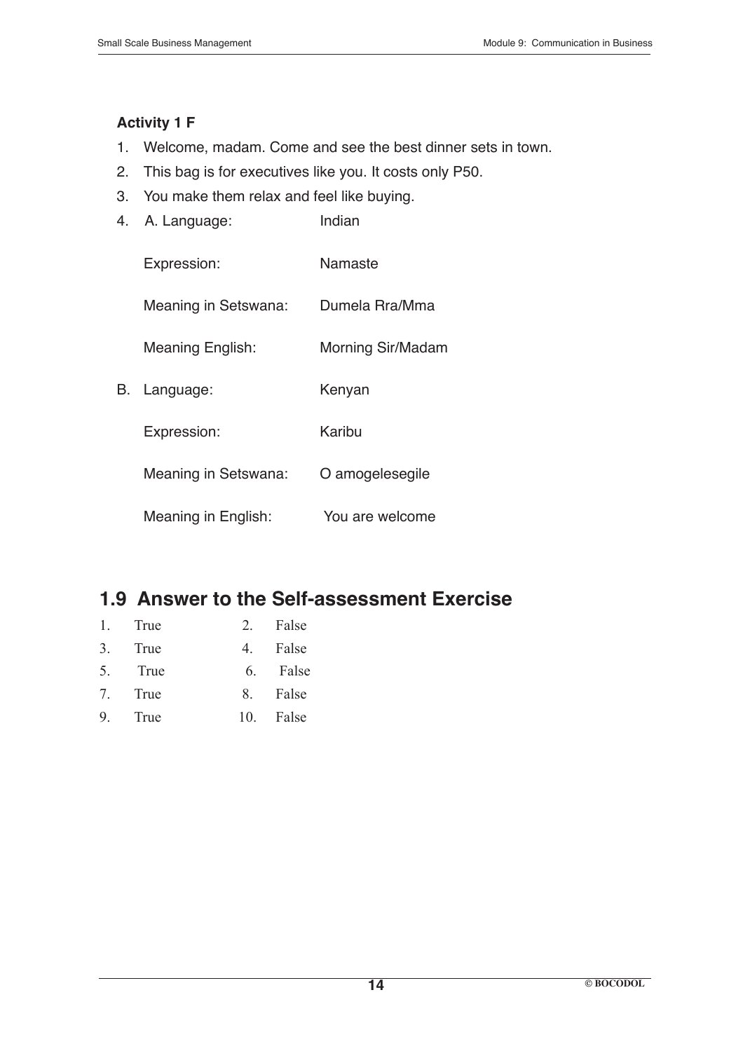**Activity 1 F**

1. Welcome, madam. Come and see the best dinner sets in town.
2. This bag is for executives like you. It costs only P50.
3. You make them relax and feel like buying.
4. A. Language: Indian

   Expression: Namaste

   Meaning in Setswana: Dumela Rra/Mma

   Meaning English: Morning Sir/Madam

   B. Language: Kenyan

   Expression: Karibu

   Meaning in Setswana: O amogelesegile

   Meaning in English: You are welcome

## 1.9 Answer to the Self-assessment Exercise

| | | | |
|---|---|---|---|
| 1. | True | 2. | False |
| 3. | True | 4. | False |
| 5. | True | 6. | False |
| 7. | True | 8. | False |
| 9. | True | 10. | False |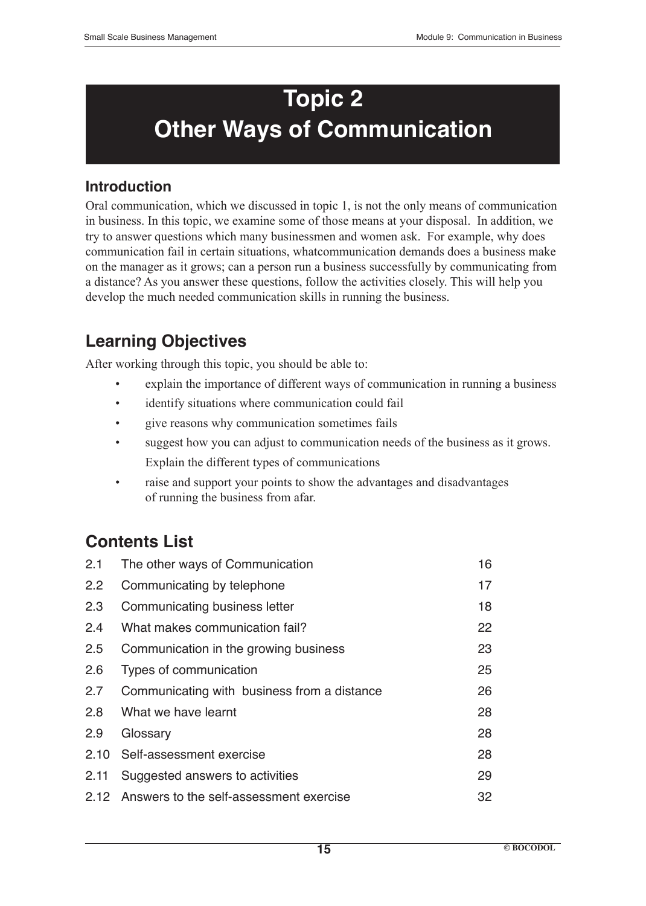# Topic 2
# Other Ways of Communication

## Introduction

Oral communication, which we discussed in topic 1, is not the only means of communication in business. In this topic, we examine some of those means at your disposal. In addition, we try to answer questions which many businessmen and women ask. For example, why does communication fail in certain situations, whatcommunication demands does a business make on the manager as it grows; can a person run a business successfully by communicating from a distance? As you answer these questions, follow the activities closely. This will help you develop the much needed communication skills in running the business.

## Learning Objectives

After working through this topic, you should be able to:

- explain the importance of different ways of communication in running a business
- identify situations where communication could fail
- give reasons why communication sometimes fails
- suggest how you can adjust to communication needs of the business as it grows. Explain the different types of communications
- raise and support your points to show the advantages and disadvantages of running the business from afar.

## Contents List

| | | |
|---|---|---|
| 2.1 | The other ways of Communication | 16 |
| 2.2 | Communicating by telephone | 17 |
| 2.3 | Communicating business letter | 18 |
| 2.4 | What makes communication fail? | 22 |
| 2.5 | Communication in the growing business | 23 |
| 2.6 | Types of communication | 25 |
| 2.7 | Communicating with business from a distance | 26 |
| 2.8 | What we have learnt | 28 |
| 2.9 | Glossary | 28 |
| 2.10 | Self-assessment exercise | 28 |
| 2.11 | Suggested answers to activities | 29 |
| 2.12 | Answers to the self-assessment exercise | 32 |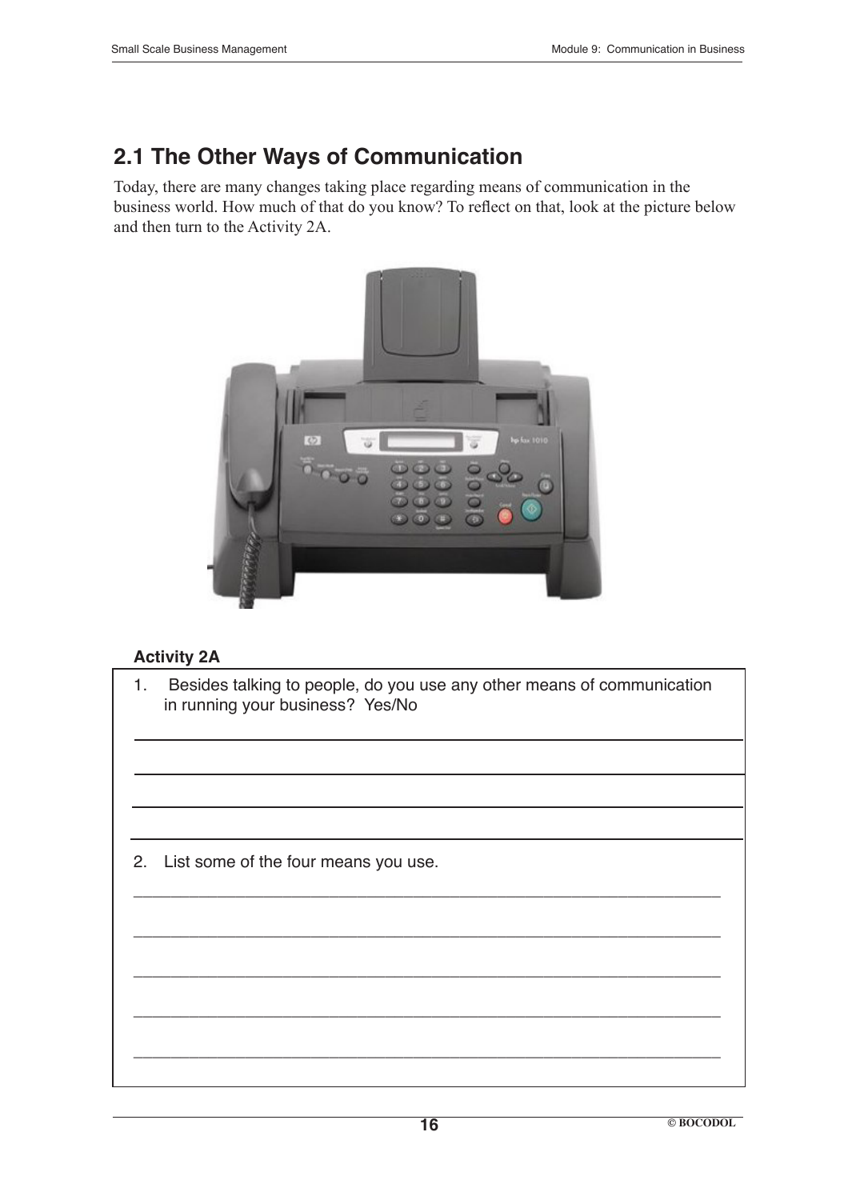## 2.1 The Other Ways of Communication

Today, there are many changes taking place regarding means of communication in the business world. How much of that do you know? To reflect on that, look at the picture below and then turn to the Activity 2A.

**Activity 2A**

1. Besides talking to people, do you use any other means of communication in running your business? Yes/No

______________________________________________________________

______________________________________________________________

______________________________________________________________

______________________________________________________________

2. List some of the four means you use.

______________________________________________________________

______________________________________________________________

______________________________________________________________

______________________________________________________________

______________________________________________________________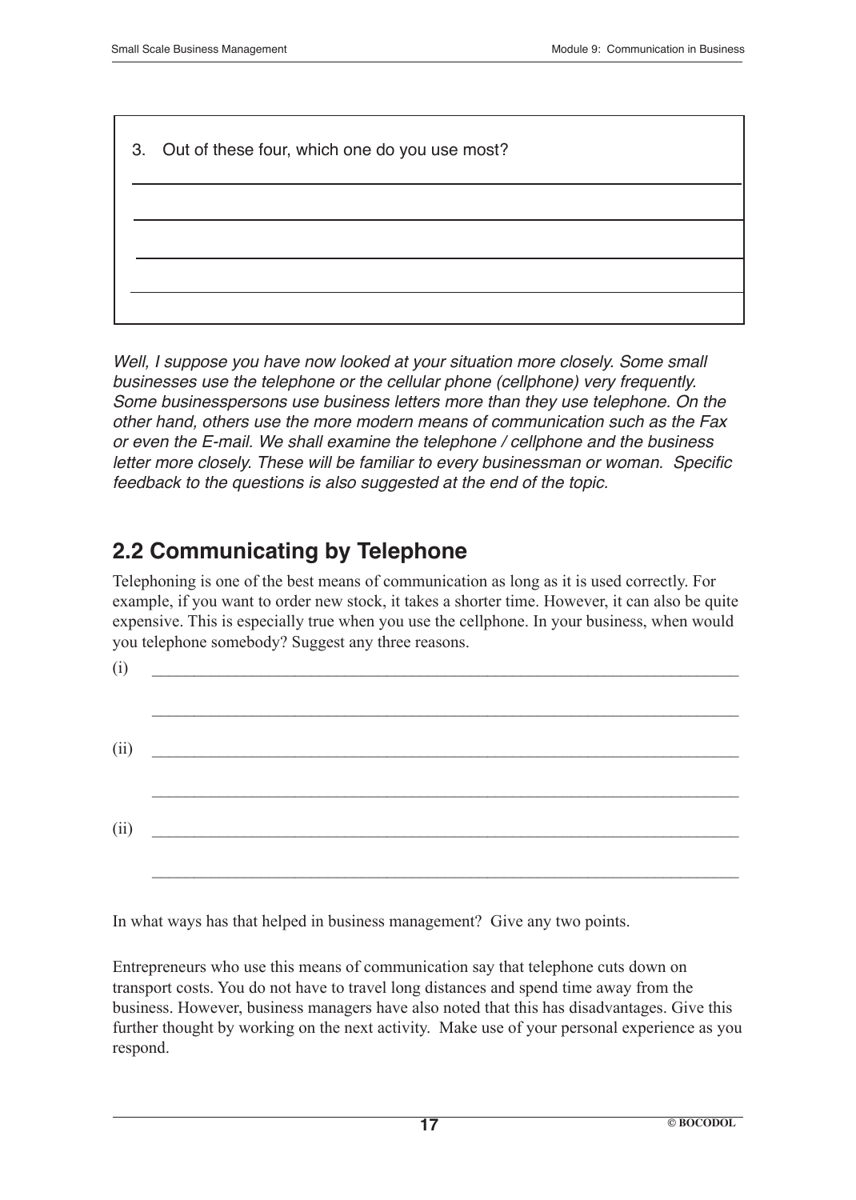3. Out of these four, which one do you use most?

_____________________________________________

_____________________________________________

_____________________________________________

_____________________________________________

*Well, I suppose you have now looked at your situation more closely. Some small businesses use the telephone or the cellular phone (cellphone) very frequently. Some businesspersons use business letters more than they use telephone. On the other hand, others use the more modern means of communication such as the Fax or even the E-mail. We shall examine the telephone / cellphone and the business letter more closely. These will be familiar to every businessman or woman. Specific feedback to the questions is also suggested at the end of the topic.*

## 2.2 Communicating by Telephone

Telephoning is one of the best means of communication as long as it is used correctly. For example, if you want to order new stock, it takes a shorter time. However, it can also be quite expensive. This is especially true when you use the cellphone. In your business, when would you telephone somebody? Suggest any three reasons.

(i) _____________________________________________

_____________________________________________

(ii) _____________________________________________

_____________________________________________

(ii) _____________________________________________

_____________________________________________

In what ways has that helped in business management? Give any two points.

Entrepreneurs who use this means of communication say that telephone cuts down on transport costs. You do not have to travel long distances and spend time away from the business. However, business managers have also noted that this has disadvantages. Give this further thought by working on the next activity. Make use of your personal experience as you respond.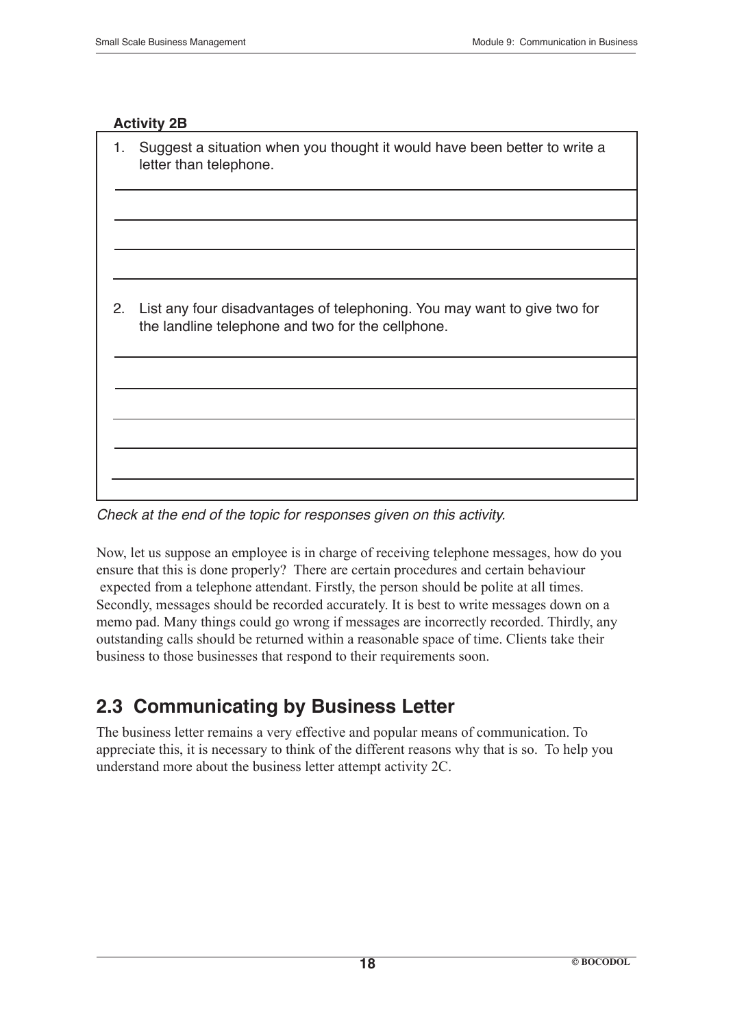**Activity 2B**

1. Suggest a situation when you thought it would have been better to write a letter than telephone.

2. List any four disadvantages of telephoning. You may want to give two for the landline telephone and two for the cellphone.

*Check at the end of the topic for responses given on this activity.*

Now, let us suppose an employee is in charge of receiving telephone messages, how do you ensure that this is done properly? There are certain procedures and certain behaviour expected from a telephone attendant. Firstly, the person should be polite at all times. Secondly, messages should be recorded accurately. It is best to write messages down on a memo pad. Many things could go wrong if messages are incorrectly recorded. Thirdly, any outstanding calls should be returned within a reasonable space of time. Clients take their business to those businesses that respond to their requirements soon.

## 2.3 Communicating by Business Letter

The business letter remains a very effective and popular means of communication. To appreciate this, it is necessary to think of the different reasons why that is so. To help you understand more about the business letter attempt activity 2C.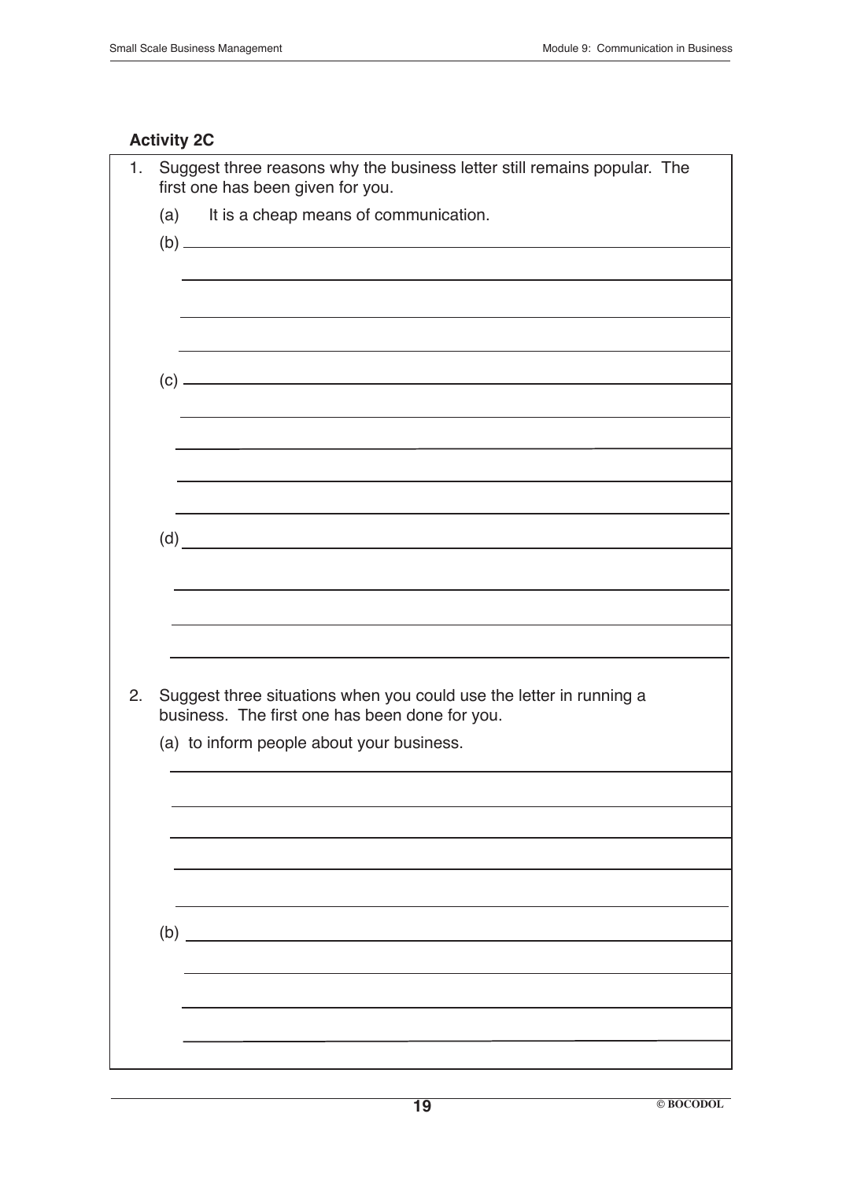**Activity 2C**

1. Suggest three reasons why the business letter still remains popular. The first one has been given for you.

   (a) It is a cheap means of communication.

   (b) ______________________________________________

   ______________________________________________

   ______________________________________________

   ______________________________________________

   (c) ______________________________________________

   ______________________________________________

   ______________________________________________

   ______________________________________________

   ______________________________________________

   (d) ______________________________________________

   ______________________________________________

   ______________________________________________

   ______________________________________________

2. Suggest three situations when you could use the letter in running a business. The first one has been done for you.

   (a) to inform people about your business.

   ______________________________________________

   ______________________________________________

   ______________________________________________

   ______________________________________________

   ______________________________________________

   (b) ______________________________________________

   ______________________________________________

   ______________________________________________

   ______________________________________________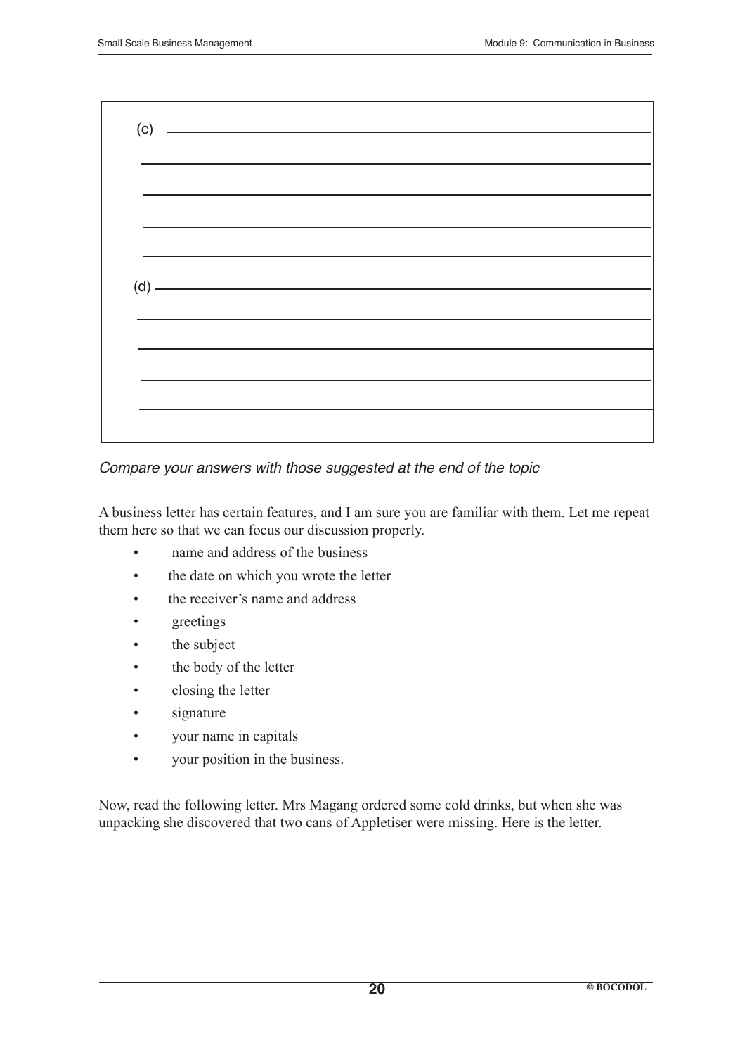(c) \_\_\_\_\_\_\_\_\_\_\_\_\_\_\_\_\_\_\_\_\_\_\_\_\_\_\_\_\_\_\_\_\_\_\_\_\_\_\_\_

\_\_\_\_\_\_\_\_\_\_\_\_\_\_\_\_\_\_\_\_\_\_\_\_\_\_\_\_\_\_\_\_\_\_\_\_\_\_\_\_\_\_

\_\_\_\_\_\_\_\_\_\_\_\_\_\_\_\_\_\_\_\_\_\_\_\_\_\_\_\_\_\_\_\_\_\_\_\_\_\_\_\_\_\_

\_\_\_\_\_\_\_\_\_\_\_\_\_\_\_\_\_\_\_\_\_\_\_\_\_\_\_\_\_\_\_\_\_\_\_\_\_\_\_\_\_\_

\_\_\_\_\_\_\_\_\_\_\_\_\_\_\_\_\_\_\_\_\_\_\_\_\_\_\_\_\_\_\_\_\_\_\_\_\_\_\_\_\_\_

(d) \_\_\_\_\_\_\_\_\_\_\_\_\_\_\_\_\_\_\_\_\_\_\_\_\_\_\_\_\_\_\_\_\_\_\_\_\_\_\_\_

\_\_\_\_\_\_\_\_\_\_\_\_\_\_\_\_\_\_\_\_\_\_\_\_\_\_\_\_\_\_\_\_\_\_\_\_\_\_\_\_\_\_

\_\_\_\_\_\_\_\_\_\_\_\_\_\_\_\_\_\_\_\_\_\_\_\_\_\_\_\_\_\_\_\_\_\_\_\_\_\_\_\_\_\_

\_\_\_\_\_\_\_\_\_\_\_\_\_\_\_\_\_\_\_\_\_\_\_\_\_\_\_\_\_\_\_\_\_\_\_\_\_\_\_\_\_\_

\_\_\_\_\_\_\_\_\_\_\_\_\_\_\_\_\_\_\_\_\_\_\_\_\_\_\_\_\_\_\_\_\_\_\_\_\_\_\_\_\_\_

*Compare your answers with those suggested at the end of the topic*

A business letter has certain features, and I am sure you are familiar with them. Let me repeat them here so that we can focus our discussion properly.

- name and address of the business
- the date on which you wrote the letter
- the receiver's name and address
- greetings
- the subject
- the body of the letter
- closing the letter
- signature
- your name in capitals
- your position in the business.

Now, read the following letter. Mrs Magang ordered some cold drinks, but when she was unpacking she discovered that two cans of Appletiser were missing. Here is the letter.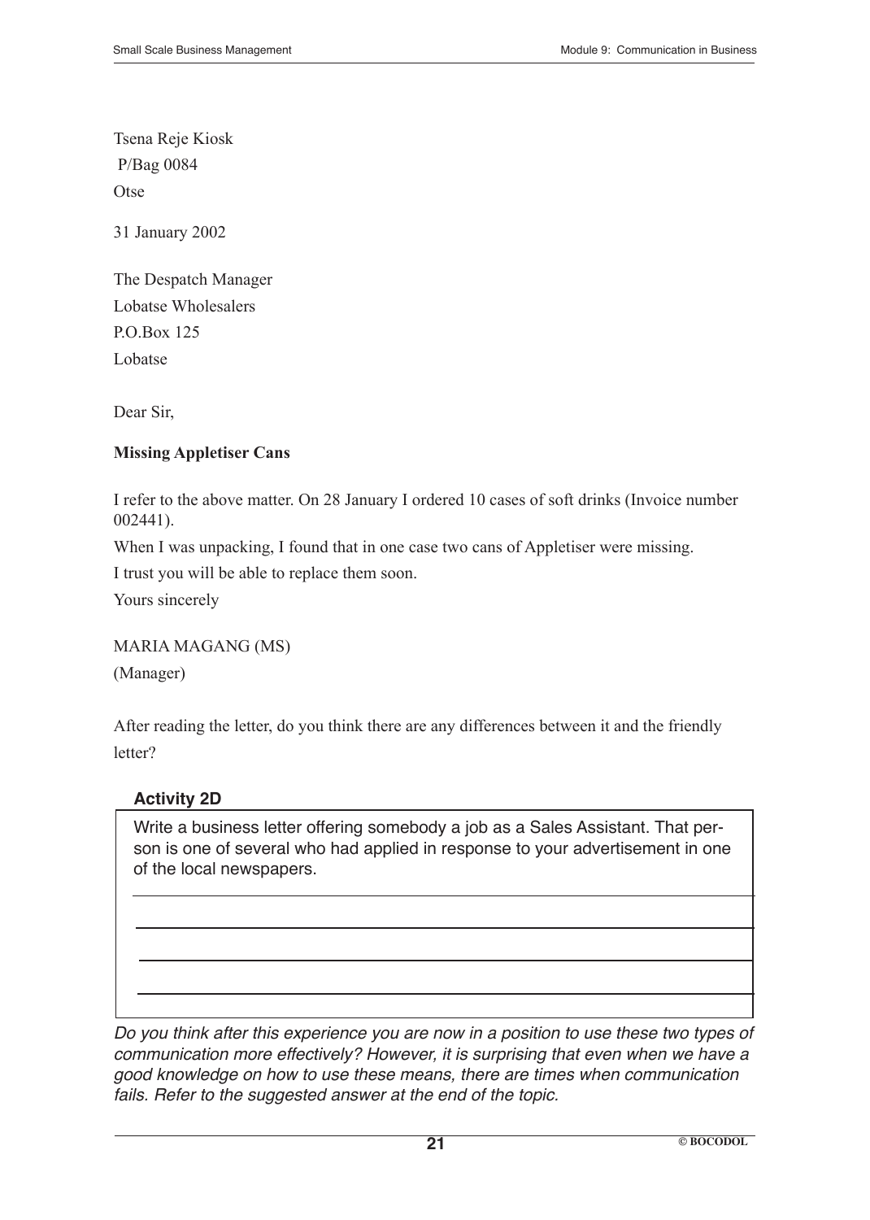Tsena Reje Kiosk
P/Bag 0084
Otse

31 January 2002

The Despatch Manager
Lobatse Wholesalers
P.O.Box 125
Lobatse

Dear Sir,

**Missing Appletiser Cans**

I refer to the above matter. On 28 January I ordered 10 cases of soft drinks (Invoice number 002441).

When I was unpacking, I found that in one case two cans of Appletiser were missing.

I trust you will be able to replace them soon.

Yours sincerely

MARIA MAGANG (MS)
(Manager)

After reading the letter, do you think there are any differences between it and the friendly letter?

**Activity 2D**

Write a business letter offering somebody a job as a Sales Assistant. That person is one of several who had applied in response to your advertisement in one of the local newspapers.

*Do you think after this experience you are now in a position to use these two types of communication more effectively? However, it is surprising that even when we have a good knowledge on how to use these means, there are times when communication fails. Refer to the suggested answer at the end of the topic.*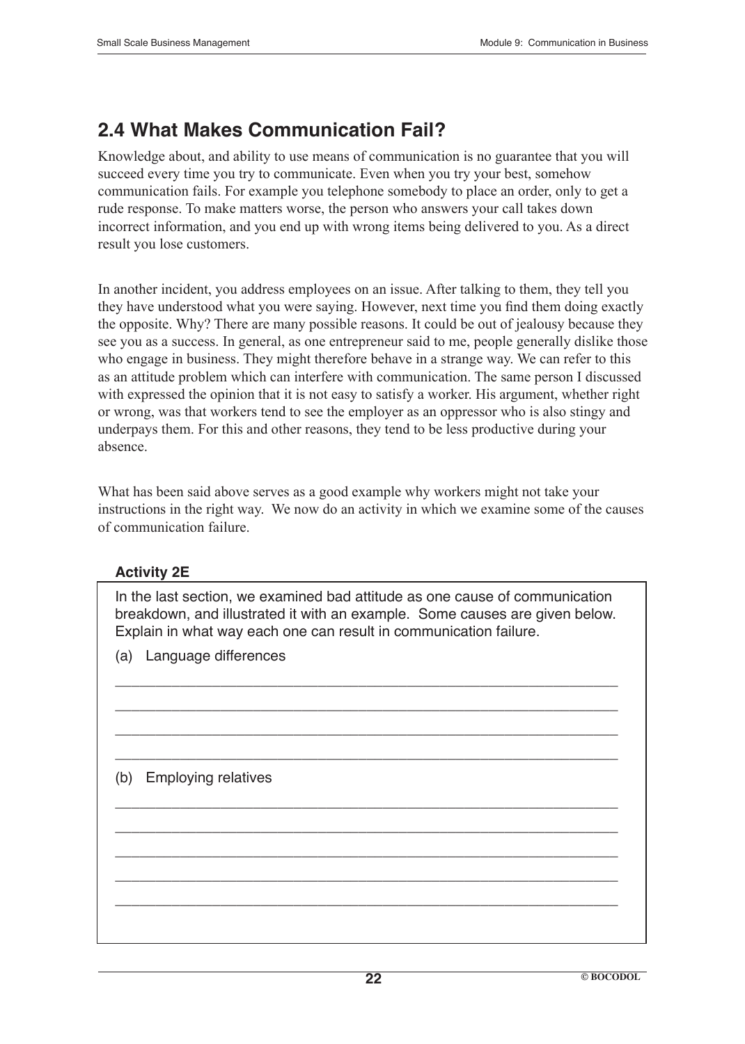## 2.4 What Makes Communication Fail?

Knowledge about, and ability to use means of communication is no guarantee that you will succeed every time you try to communicate. Even when you try your best, somehow communication fails. For example you telephone somebody to place an order, only to get a rude response. To make matters worse, the person who answers your call takes down incorrect information, and you end up with wrong items being delivered to you. As a direct result you lose customers.

In another incident, you address employees on an issue. After talking to them, they tell you they have understood what you were saying. However, next time you find them doing exactly the opposite. Why? There are many possible reasons. It could be out of jealousy because they see you as a success. In general, as one entrepreneur said to me, people generally dislike those who engage in business. They might therefore behave in a strange way. We can refer to this as an attitude problem which can interfere with communication. The same person I discussed with expressed the opinion that it is not easy to satisfy a worker. His argument, whether right or wrong, was that workers tend to see the employer as an oppressor who is also stingy and underpays them. For this and other reasons, they tend to be less productive during your absence.

What has been said above serves as a good example why workers might not take your instructions in the right way. We now do an activity in which we examine some of the causes of communication failure.

**Activity 2E**

In the last section, we examined bad attitude as one cause of communication breakdown, and illustrated it with an example. Some causes are given below. Explain in what way each one can result in communication failure.

(a) Language differences

\_\_\_\_\_\_\_\_\_\_\_\_\_\_\_\_\_\_\_\_\_\_\_\_\_\_\_\_\_\_\_\_\_\_\_\_\_\_\_\_\_\_\_\_\_\_\_\_\_\_\_\_\_\_\_\_\_\_\_\_

\_\_\_\_\_\_\_\_\_\_\_\_\_\_\_\_\_\_\_\_\_\_\_\_\_\_\_\_\_\_\_\_\_\_\_\_\_\_\_\_\_\_\_\_\_\_\_\_\_\_\_\_\_\_\_\_\_\_\_\_

\_\_\_\_\_\_\_\_\_\_\_\_\_\_\_\_\_\_\_\_\_\_\_\_\_\_\_\_\_\_\_\_\_\_\_\_\_\_\_\_\_\_\_\_\_\_\_\_\_\_\_\_\_\_\_\_\_\_\_\_

\_\_\_\_\_\_\_\_\_\_\_\_\_\_\_\_\_\_\_\_\_\_\_\_\_\_\_\_\_\_\_\_\_\_\_\_\_\_\_\_\_\_\_\_\_\_\_\_\_\_\_\_\_\_\_\_\_\_\_\_

(b) Employing relatives

\_\_\_\_\_\_\_\_\_\_\_\_\_\_\_\_\_\_\_\_\_\_\_\_\_\_\_\_\_\_\_\_\_\_\_\_\_\_\_\_\_\_\_\_\_\_\_\_\_\_\_\_\_\_\_\_\_\_\_\_

\_\_\_\_\_\_\_\_\_\_\_\_\_\_\_\_\_\_\_\_\_\_\_\_\_\_\_\_\_\_\_\_\_\_\_\_\_\_\_\_\_\_\_\_\_\_\_\_\_\_\_\_\_\_\_\_\_\_\_\_

\_\_\_\_\_\_\_\_\_\_\_\_\_\_\_\_\_\_\_\_\_\_\_\_\_\_\_\_\_\_\_\_\_\_\_\_\_\_\_\_\_\_\_\_\_\_\_\_\_\_\_\_\_\_\_\_\_\_\_\_

\_\_\_\_\_\_\_\_\_\_\_\_\_\_\_\_\_\_\_\_\_\_\_\_\_\_\_\_\_\_\_\_\_\_\_\_\_\_\_\_\_\_\_\_\_\_\_\_\_\_\_\_\_\_\_\_\_\_\_\_

\_\_\_\_\_\_\_\_\_\_\_\_\_\_\_\_\_\_\_\_\_\_\_\_\_\_\_\_\_\_\_\_\_\_\_\_\_\_\_\_\_\_\_\_\_\_\_\_\_\_\_\_\_\_\_\_\_\_\_\_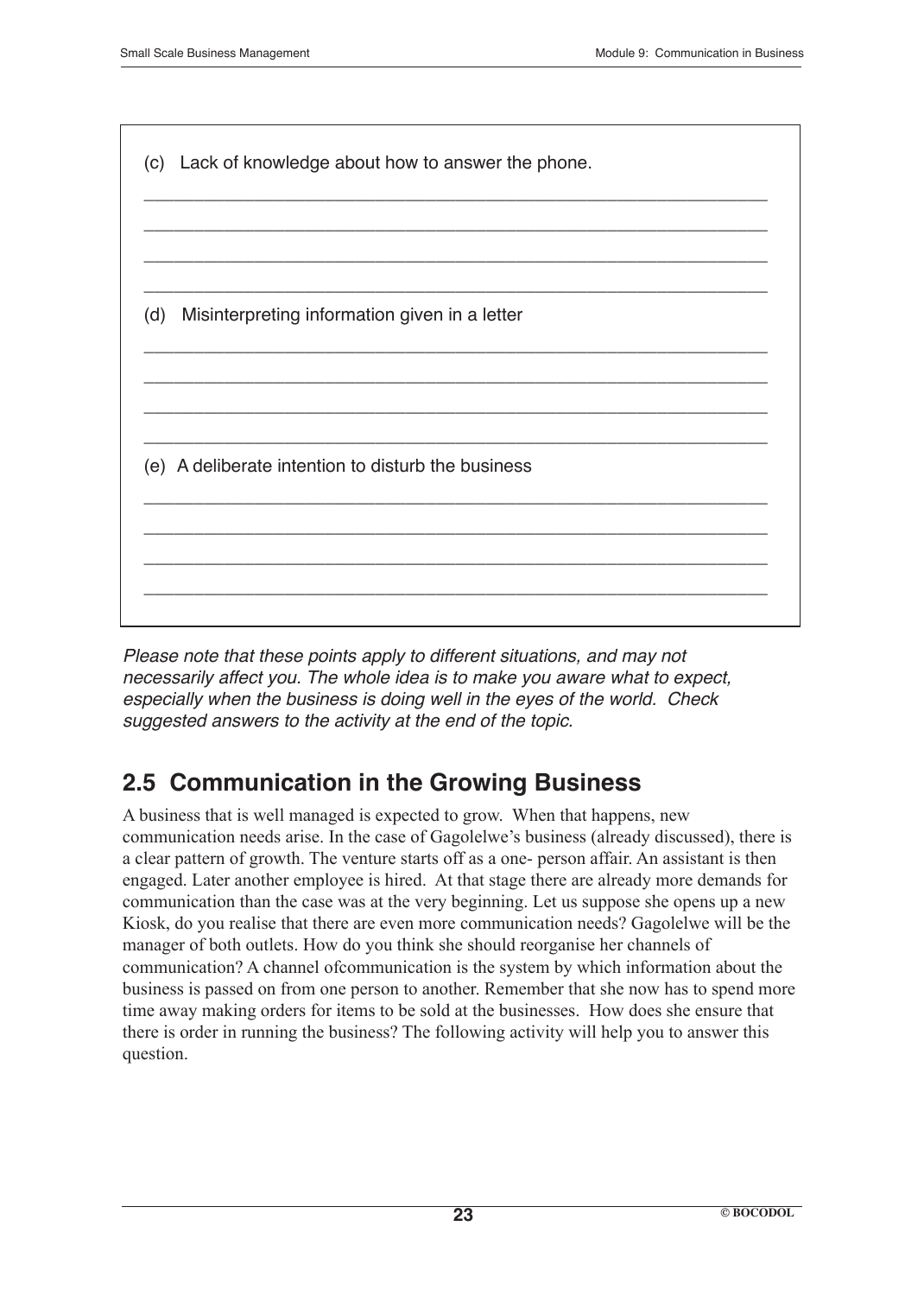(c) Lack of knowledge about how to answer the phone.

_______________________________________________________________

_______________________________________________________________

_______________________________________________________________

_______________________________________________________________

(d) Misinterpreting information given in a letter

_______________________________________________________________

_______________________________________________________________

_______________________________________________________________

_______________________________________________________________

(e) A deliberate intention to disturb the business

_______________________________________________________________

_______________________________________________________________

_______________________________________________________________

_______________________________________________________________

*Please note that these points apply to different situations, and may not necessarily affect you. The whole idea is to make you aware what to expect, especially when the business is doing well in the eyes of the world. Check suggested answers to the activity at the end of the topic.*

## 2.5 Communication in the Growing Business

A business that is well managed is expected to grow. When that happens, new communication needs arise. In the case of Gagolelwe's business (already discussed), there is a clear pattern of growth. The venture starts off as a one- person affair. An assistant is then engaged. Later another employee is hired. At that stage there are already more demands for communication than the case was at the very beginning. Let us suppose she opens up a new Kiosk, do you realise that there are even more communication needs? Gagolelwe will be the manager of both outlets. How do you think she should reorganise her channels of communication? A channel ofcommunication is the system by which information about the business is passed on from one person to another. Remember that she now has to spend more time away making orders for items to be sold at the businesses. How does she ensure that there is order in running the business? The following activity will help you to answer this question.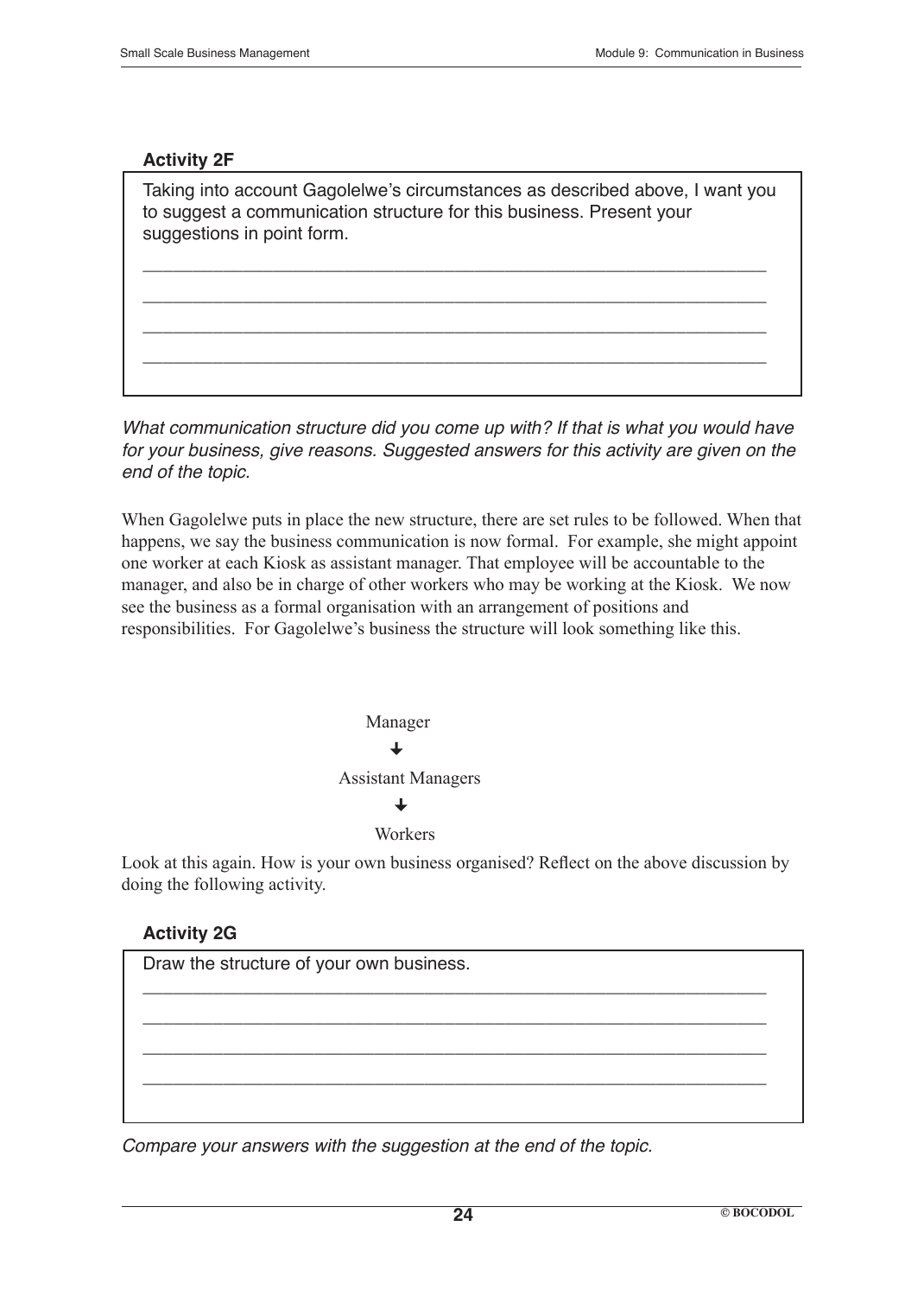**Activity 2F**

Taking into account Gagolelwe's circumstances as described above, I want you to suggest a communication structure for this business. Present your suggestions in point form.

\_\_\_\_\_\_\_\_\_\_\_\_\_\_\_\_\_\_\_\_\_\_\_\_\_\_\_\_\_\_\_\_\_\_\_\_\_\_\_\_\_\_\_\_\_\_\_\_\_\_\_\_\_\_\_\_\_\_\_\_

\_\_\_\_\_\_\_\_\_\_\_\_\_\_\_\_\_\_\_\_\_\_\_\_\_\_\_\_\_\_\_\_\_\_\_\_\_\_\_\_\_\_\_\_\_\_\_\_\_\_\_\_\_\_\_\_\_\_\_\_

\_\_\_\_\_\_\_\_\_\_\_\_\_\_\_\_\_\_\_\_\_\_\_\_\_\_\_\_\_\_\_\_\_\_\_\_\_\_\_\_\_\_\_\_\_\_\_\_\_\_\_\_\_\_\_\_\_\_\_\_

\_\_\_\_\_\_\_\_\_\_\_\_\_\_\_\_\_\_\_\_\_\_\_\_\_\_\_\_\_\_\_\_\_\_\_\_\_\_\_\_\_\_\_\_\_\_\_\_\_\_\_\_\_\_\_\_\_\_\_\_

*What communication structure did you come up with? If that is what you would have for your business, give reasons. Suggested answers for this activity are given on the end of the topic.*

When Gagolelwe puts in place the new structure, there are set rules to be followed. When that happens, we say the business communication is now formal. For example, she might appoint one worker at each Kiosk as assistant manager. That employee will be accountable to the manager, and also be in charge of other workers who may be working at the Kiosk. We now see the business as a formal organisation with an arrangement of positions and responsibilities. For Gagolelwe's business the structure will look something like this.

Manager

↓

Assistant Managers

↓

Workers

Look at this again. How is your own business organised? Reflect on the above discussion by doing the following activity.

**Activity 2G**

Draw the structure of your own business.

\_\_\_\_\_\_\_\_\_\_\_\_\_\_\_\_\_\_\_\_\_\_\_\_\_\_\_\_\_\_\_\_\_\_\_\_\_\_\_\_\_\_\_\_\_\_\_\_\_\_\_\_\_\_\_\_\_\_\_\_

\_\_\_\_\_\_\_\_\_\_\_\_\_\_\_\_\_\_\_\_\_\_\_\_\_\_\_\_\_\_\_\_\_\_\_\_\_\_\_\_\_\_\_\_\_\_\_\_\_\_\_\_\_\_\_\_\_\_\_\_

\_\_\_\_\_\_\_\_\_\_\_\_\_\_\_\_\_\_\_\_\_\_\_\_\_\_\_\_\_\_\_\_\_\_\_\_\_\_\_\_\_\_\_\_\_\_\_\_\_\_\_\_\_\_\_\_\_\_\_\_

\_\_\_\_\_\_\_\_\_\_\_\_\_\_\_\_\_\_\_\_\_\_\_\_\_\_\_\_\_\_\_\_\_\_\_\_\_\_\_\_\_\_\_\_\_\_\_\_\_\_\_\_\_\_\_\_\_\_\_\_

*Compare your answers with the suggestion at the end of the topic.*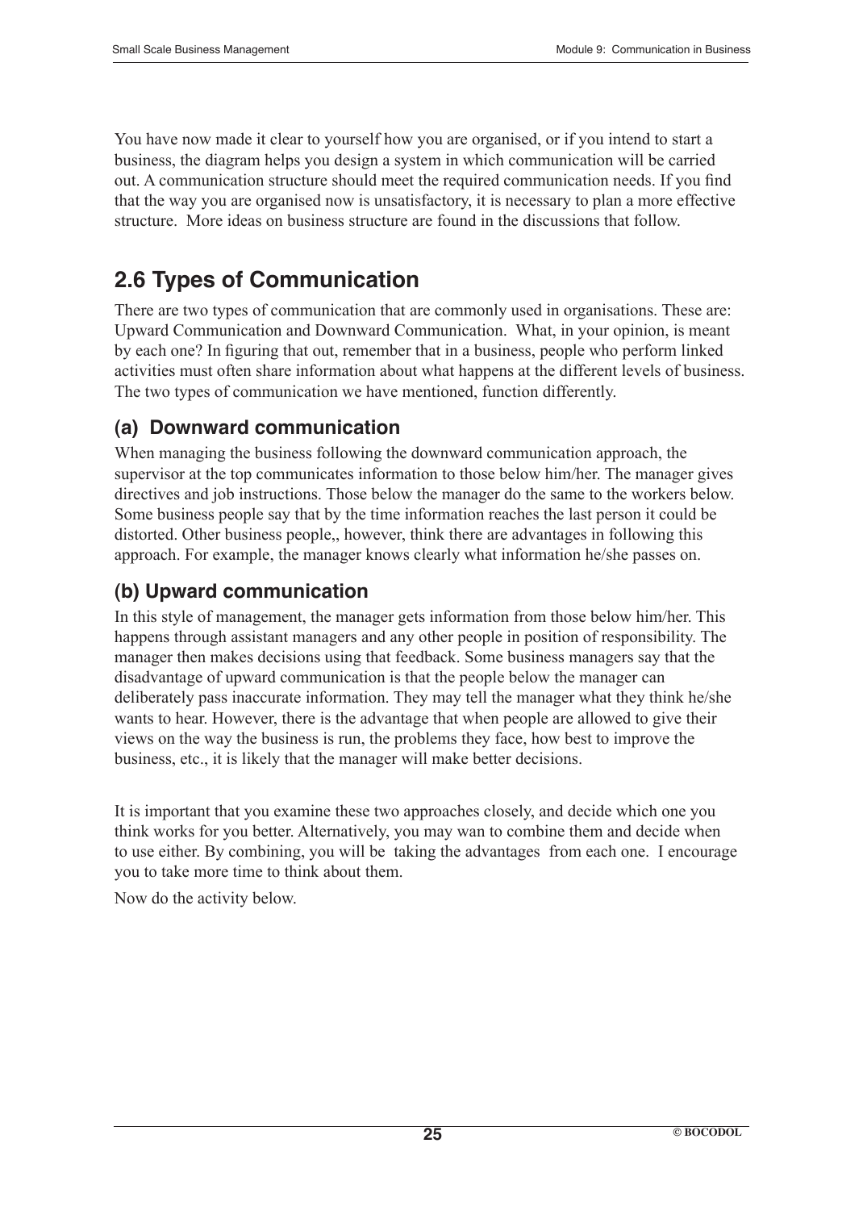You have now made it clear to yourself how you are organised, or if you intend to start a business, the diagram helps you design a system in which communication will be carried out. A communication structure should meet the required communication needs. If you find that the way you are organised now is unsatisfactory, it is necessary to plan a more effective structure. More ideas on business structure are found in the discussions that follow.

## 2.6 Types of Communication

There are two types of communication that are commonly used in organisations. These are: Upward Communication and Downward Communication. What, in your opinion, is meant by each one? In figuring that out, remember that in a business, people who perform linked activities must often share information about what happens at the different levels of business. The two types of communication we have mentioned, function differently.

### (a) Downward communication

When managing the business following the downward communication approach, the supervisor at the top communicates information to those below him/her. The manager gives directives and job instructions. Those below the manager do the same to the workers below. Some business people say that by the time information reaches the last person it could be distorted. Other business people,, however, think there are advantages in following this approach. For example, the manager knows clearly what information he/she passes on.

### (b) Upward communication

In this style of management, the manager gets information from those below him/her. This happens through assistant managers and any other people in position of responsibility. The manager then makes decisions using that feedback. Some business managers say that the disadvantage of upward communication is that the people below the manager can deliberately pass inaccurate information. They may tell the manager what they think he/she wants to hear. However, there is the advantage that when people are allowed to give their views on the way the business is run, the problems they face, how best to improve the business, etc., it is likely that the manager will make better decisions.

It is important that you examine these two approaches closely, and decide which one you think works for you better. Alternatively, you may wan to combine them and decide when to use either. By combining, you will be taking the advantages from each one. I encourage you to take more time to think about them.

Now do the activity below.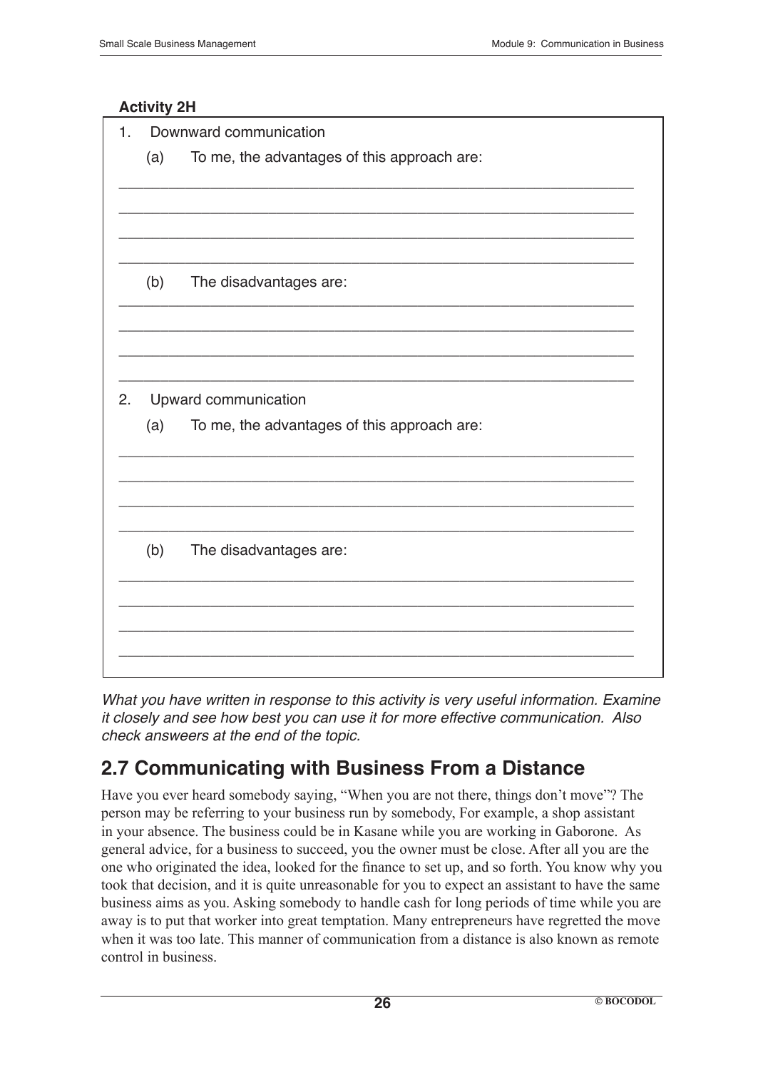**Activity 2H**

1. Downward communication

   (a) To me, the advantages of this approach are:

   ______________________________________________________________

   ______________________________________________________________

   ______________________________________________________________

   ______________________________________________________________

   (b) The disadvantages are:

   ______________________________________________________________

   ______________________________________________________________

   ______________________________________________________________

   ______________________________________________________________

2. Upward communication

   (a) To me, the advantages of this approach are:

   ______________________________________________________________

   ______________________________________________________________

   ______________________________________________________________

   ______________________________________________________________

   (b) The disadvantages are:

   ______________________________________________________________

   ______________________________________________________________

   ______________________________________________________________

   ______________________________________________________________

*What you have written in response to this activity is very useful information. Examine it closely and see how best you can use it for more effective communication. Also check answeers at the end of the topic.*

## 2.7 Communicating with Business From a Distance

Have you ever heard somebody saying, "When you are not there, things don't move"? The person may be referring to your business run by somebody, For example, a shop assistant in your absence. The business could be in Kasane while you are working in Gaborone. As general advice, for a business to succeed, you the owner must be close. After all you are the one who originated the idea, looked for the finance to set up, and so forth. You know why you took that decision, and it is quite unreasonable for you to expect an assistant to have the same business aims as you. Asking somebody to handle cash for long periods of time while you are away is to put that worker into great temptation. Many entrepreneurs have regretted the move when it was too late. This manner of communication from a distance is also known as remote control in business.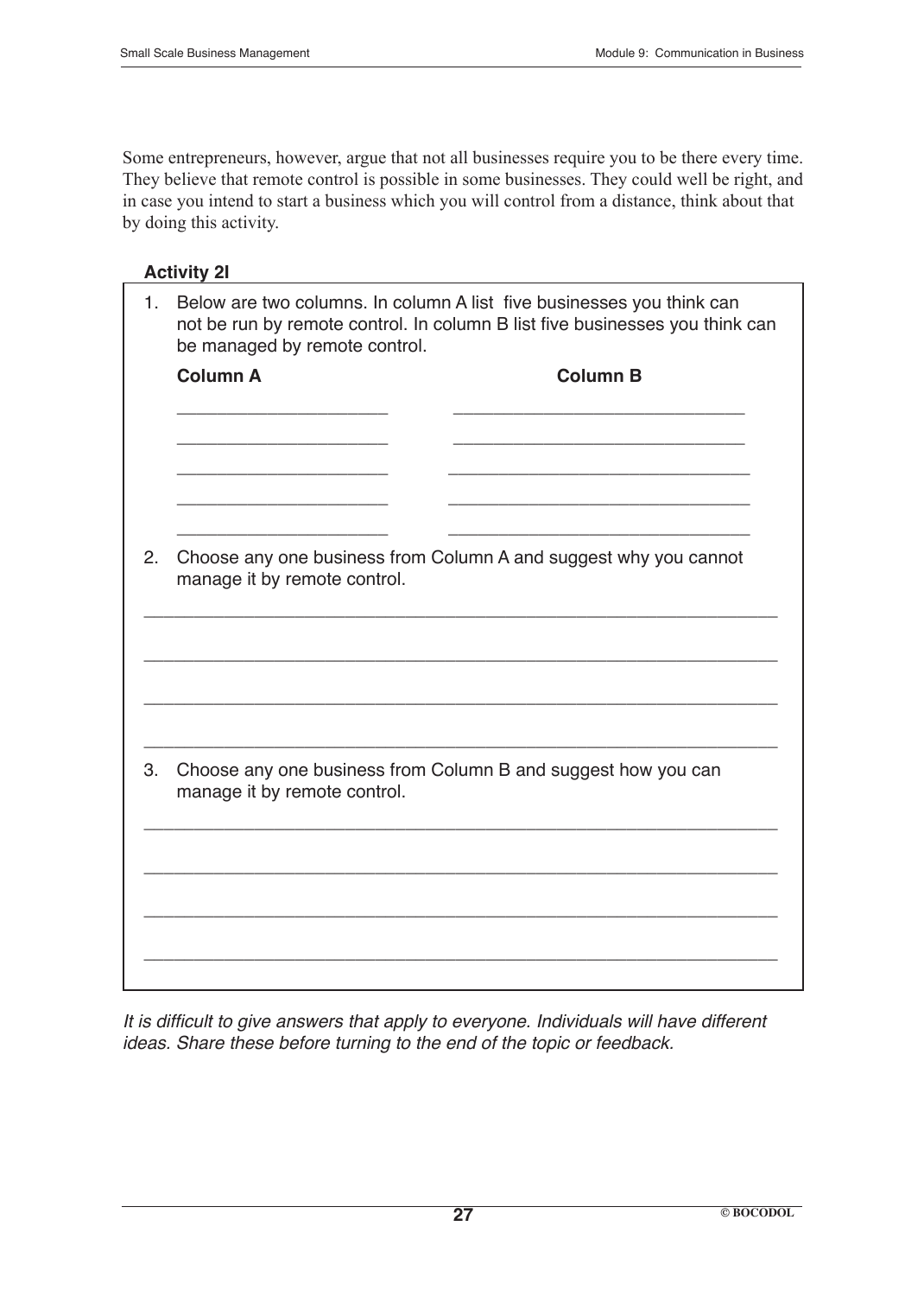Some entrepreneurs, however, argue that not all businesses require you to be there every time. They believe that remote control is possible in some businesses. They could well be right, and in case you intend to start a business which you will control from a distance, think about that by doing this activity.

**Activity 2I**

1. Below are two columns. In column A list five businesses you think can not be run by remote control. In column B list five businesses you think can be managed by remote control.

| Column A | Column B |
|---|---|
| _____________________ | _____________________________ |
| _____________________ | _____________________________ |
| _____________________ | _____________________________ |
| _____________________ | _____________________________ |
| _____________________ | _____________________________ |

2. Choose any one business from Column A and suggest why you cannot manage it by remote control.

_______________________________________________________________

_______________________________________________________________

_______________________________________________________________

_______________________________________________________________

3. Choose any one business from Column B and suggest how you can manage it by remote control.

_______________________________________________________________

_______________________________________________________________

_______________________________________________________________

_______________________________________________________________

*It is difficult to give answers that apply to everyone. Individuals will have different ideas. Share these before turning to the end of the topic or feedback.*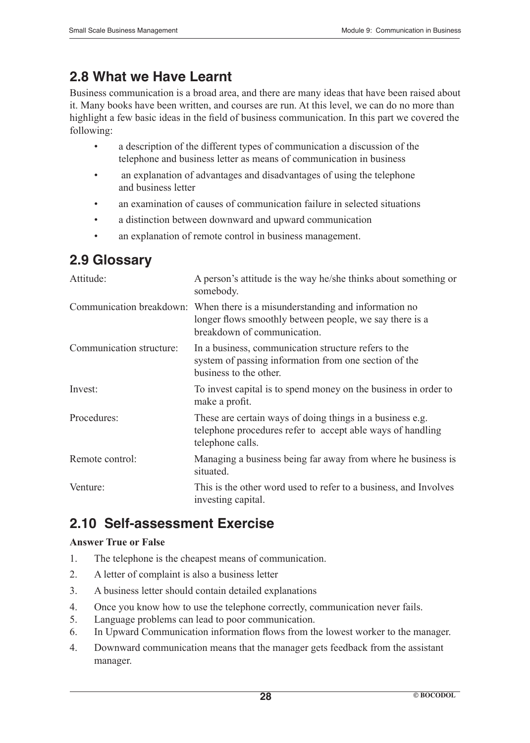## 2.8 What we Have Learnt

Business communication is a broad area, and there are many ideas that have been raised about it. Many books have been written, and courses are run. At this level, we can do no more than highlight a few basic ideas in the field of business communication. In this part we covered the following:

- a description of the different types of communication a discussion of the telephone and business letter as means of communication in business
- an explanation of advantages and disadvantages of using the telephone and business letter
- an examination of causes of communication failure in selected situations
- a distinction between downward and upward communication
- an explanation of remote control in business management.

## 2.9 Glossary

| | |
|---|---|
| Attitude: | A person's attitude is the way he/she thinks about something or somebody. |
| Communication breakdown: | When there is a misunderstanding and information no longer flows smoothly between people, we say there is a breakdown of communication. |
| Communication structure: | In a business, communication structure refers to the system of passing information from one section of the business to the other. |
| Invest: | To invest capital is to spend money on the business in order to make a profit. |
| Procedures: | These are certain ways of doing things in a business e.g. telephone procedures refer to accept able ways of handling telephone calls. |
| Remote control: | Managing a business being far away from where he business is situated. |
| Venture: | This is the other word used to refer to a business, and Involves investing capital. |

## 2.10 Self-assessment Exercise

**Answer True or False**

1. The telephone is the cheapest means of communication.
2. A letter of complaint is also a business letter
3. A business letter should contain detailed explanations
4. Once you know how to use the telephone correctly, communication never fails.
5. Language problems can lead to poor communication.
6. In Upward Communication information flows from the lowest worker to the manager.
4. Downward communication means that the manager gets feedback from the assistant manager.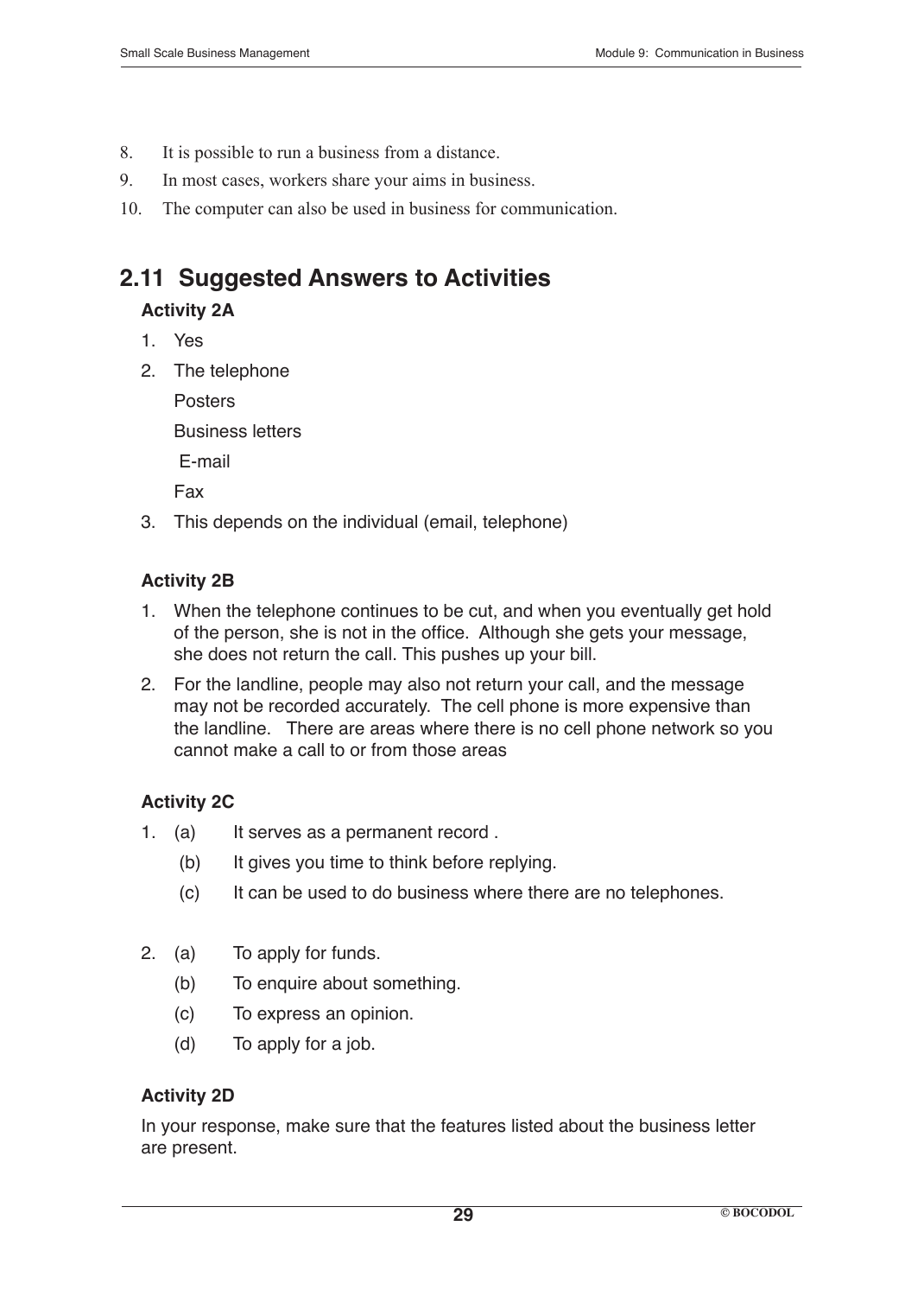8. It is possible to run a business from a distance.
9. In most cases, workers share your aims in business.
10. The computer can also be used in business for communication.

## 2.11 Suggested Answers to Activities

### Activity 2A

1. Yes
2. The telephone

   Posters

   Business letters

   E-mail

   Fax
3. This depends on the individual (email, telephone)

### Activity 2B

1. When the telephone continues to be cut, and when you eventually get hold of the person, she is not in the office. Although she gets your message, she does not return the call. This pushes up your bill.
2. For the landline, people may also not return your call, and the message may not be recorded accurately. The cell phone is more expensive than the landline. There are areas where there is no cell phone network so you cannot make a call to or from those areas

### Activity 2C

1. (a) It serves as a permanent record .

   (b) It gives you time to think before replying.

   (c) It can be used to do business where there are no telephones.

2. (a) To apply for funds.

   (b) To enquire about something.

   (c) To express an opinion.

   (d) To apply for a job.

### Activity 2D

In your response, make sure that the features listed about the business letter are present.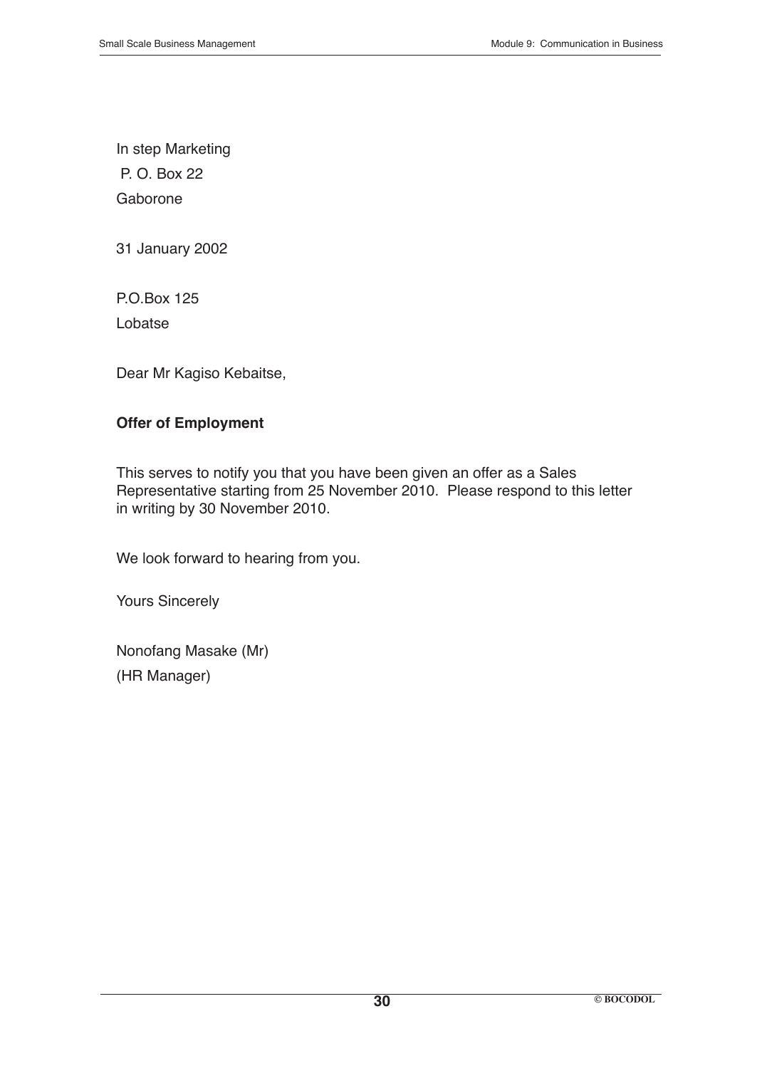In step Marketing

P. O. Box 22

Gaborone

31 January 2002

P.O.Box 125

Lobatse

Dear Mr Kagiso Kebaitse,

**Offer of Employment**

This serves to notify you that you have been given an offer as a Sales Representative starting from 25 November 2010. Please respond to this letter in writing by 30 November 2010.

We look forward to hearing from you.

Yours Sincerely

Nonofang Masake (Mr)

(HR Manager)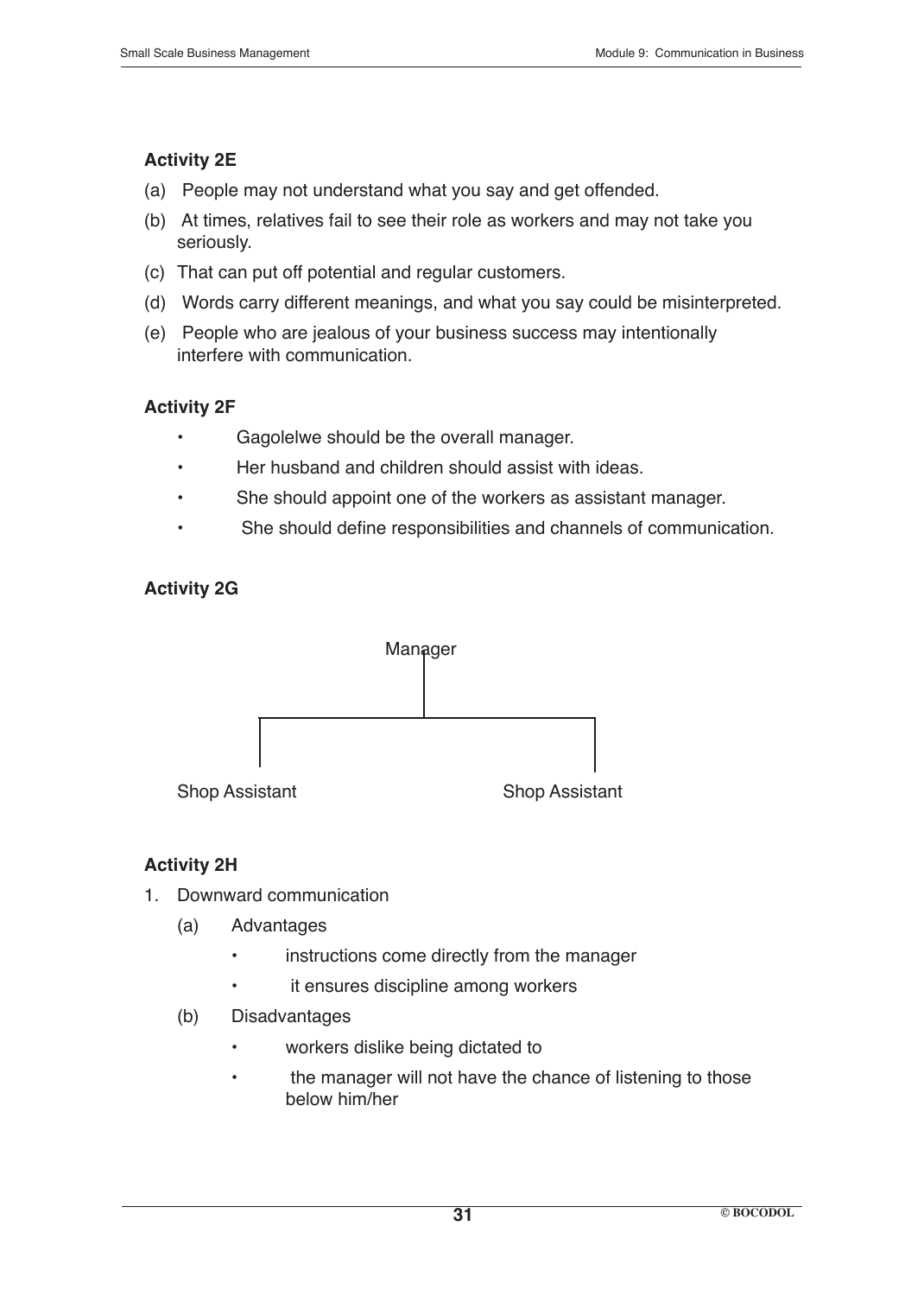### Activity 2E

(a) People may not understand what you say and get offended.

(b) At times, relatives fail to see their role as workers and may not take you seriously.

(c) That can put off potential and regular customers.

(d) Words carry different meanings, and what you say could be misinterpreted.

(e) People who are jealous of your business success may intentionally interfere with communication.

### Activity 2F

- Gagolelwe should be the overall manager.
- Her husband and children should assist with ideas.
- She should appoint one of the workers as assistant manager.
- She should define responsibilities and channels of communication.

### Activity 2G

```
              Manager
                 |
       -----------------------
       |                     |
Shop Assistant        Shop Assistant
```

### Activity 2H

1. Downward communication
   - (a) Advantages
     - instructions come directly from the manager
     - it ensures discipline among workers
   - (b) Disadvantages
     - workers dislike being dictated to
     - the manager will not have the chance of listening to those below him/her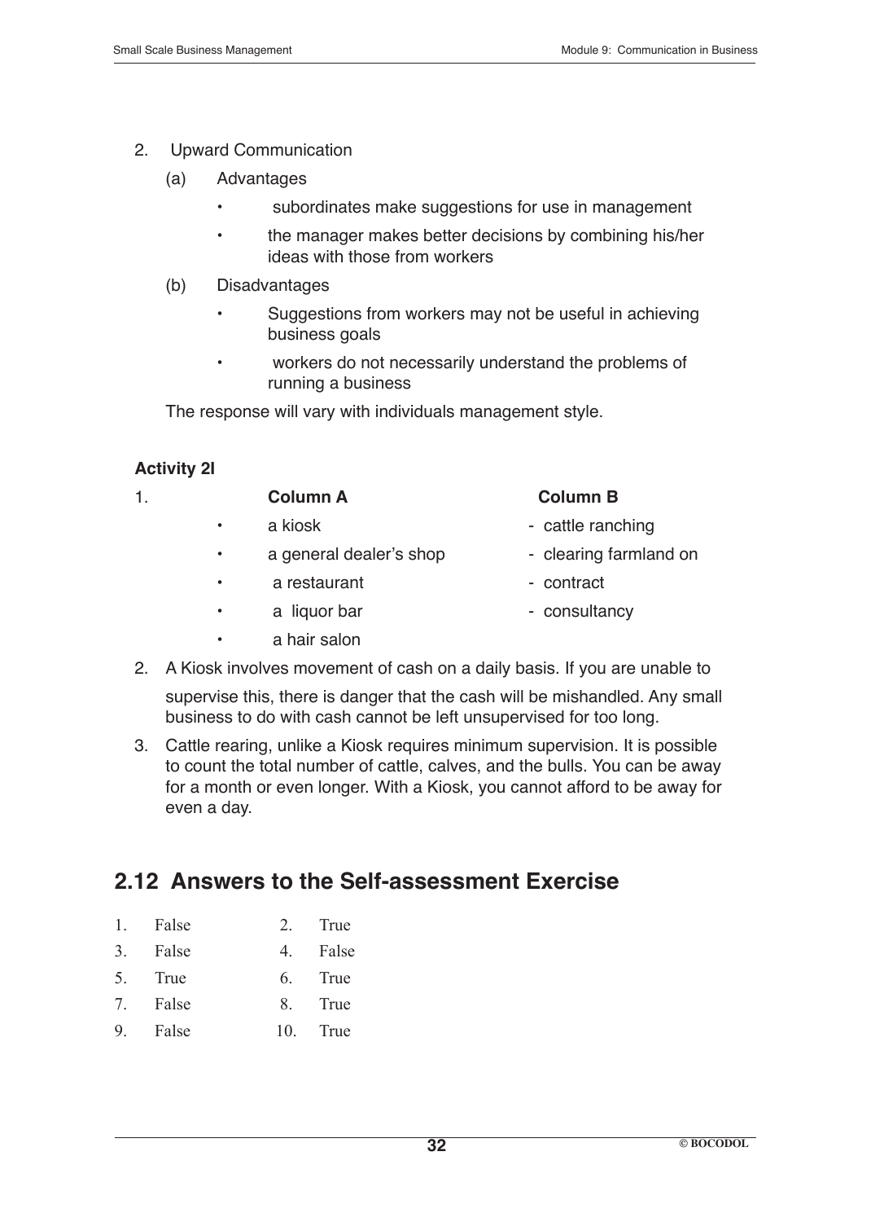2. Upward Communication
   - (a) Advantages
     - subordinates make suggestions for use in management
     - the manager makes better decisions by combining his/her ideas with those from workers
   - (b) Disadvantages
     - Suggestions from workers may not be useful in achieving business goals
     - workers do not necessarily understand the problems of running a business

   The response will vary with individuals management style.

**Activity 2I**

1.

| Column A | Column B |
|---|---|
| • a kiosk | - cattle ranching |
| • a general dealer's shop | - clearing farmland on |
| • a restaurant | - contract |
| • a liquor bar | - consultancy |
| • a hair salon | |

2. A Kiosk involves movement of cash on a daily basis. If you are unable to supervise this, there is danger that the cash will be mishandled. Any small business to do with cash cannot be left unsupervised for too long.
3. Cattle rearing, unlike a Kiosk requires minimum supervision. It is possible to count the total number of cattle, calves, and the bulls. You can be away for a month or even longer. With a Kiosk, you cannot afford to be away for even a day.

## 2.12 Answers to the Self-assessment Exercise

| | | | |
|---|---|---|---|
| 1. | False | 2. | True |
| 3. | False | 4. | False |
| 5. | True | 6. | True |
| 7. | False | 8. | True |
| 9. | False | 10. | True |